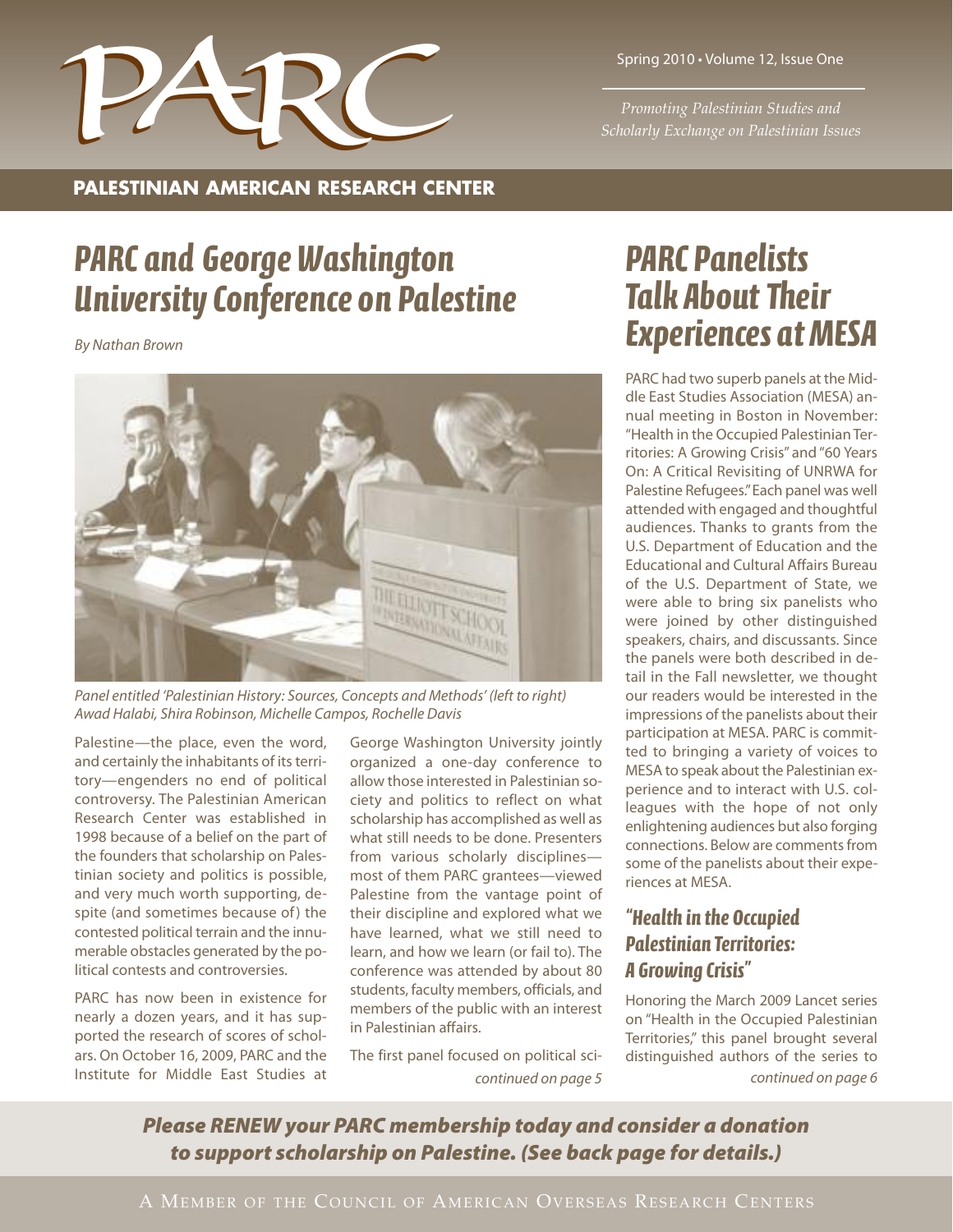# PARC

Spring 2010 • Volume 12, Issue One

*Promoting Palestinian Studies and Scholarly Exchange on Palestinian Issues*

**PALESTINIAN AMERICAN RESEARCH CENTER**

## PARC and George Washington University Conference on Palestine

*By Nathan Brown*

*Panel entitled 'Palestinian History: Sources, Concepts and Methods' (left to right) Awad Halabi, Shira Robinson, Michelle Campos, Rochelle Davis*

Palestine—the place, even the word, and certainly the inhabitants of its territory—engenders no end of political controversy. The Palestinian American Research Center was established in 1998 because of a belief on the part of the founders that scholarship on Palestinian society and politics is possible, and very much worth supporting, despite (and sometimes because of) the contested political terrain and the innumerable obstacles generated by the political contests and controversies.

PARC has now been in existence for nearly a dozen years, and it has supported the research of scores of scholars. On October 16, 2009, PARC and the Institute for Middle East Studies at George Washington University jointly organized a one-day conference to allow those interested in Palestinian society and politics to reflect on what scholarship has accomplished as well as what still needs to be done. Presenters from various scholarly disciplines—most of them PARC grantees—viewed Palestine from the vantage point of their discipline and explored what we have learned, what we still need to learn, and how we learn (or fail to). The conference was attended by about 80 students, faculty members, officials, and members of the public with an interest in Palestinian affairs.

The first panel focused on political sci-

*continued on page 5*

## PARC Panelists Talk About Their Experiences at MESA

PARC had two superb panels at the Middle East Studies Association (MESA) annual meeting in Boston in November: "Health in the Occupied Palestinian Territories: A Growing Crisis" and "60 Years On: A Critical Revisiting of UNRWA for Palestine Refugees." Each panel was well attended with engaged and thoughtful audiences. Thanks to grants from the U.S. Department of Education and the Educational and Cultural Affairs Bureau of the U.S. Department of State, we were able to bring six panelists who were joined by other distinguished speakers, chairs, and discussants. Since the panels were both described in detail in the Fall newsletter, we thought our readers would be interested in the impressions of the panelists about their participation at MESA. PARC is committed to bringing a variety of voices to MESA to speak about the Palestinian experience and to interact with U.S. colleagues with the hope of not only enlightening audiences but also forging connections. Below are comments from some of the panelists about their experiences at MESA.

### "Health in the Occupied Palestinian Territories: A Growing Crisis"

Honoring the March 2009 Lancet series on "Health in the Occupied Palestinian Territories," this panel brought several distinguished authors of the series to

*continued on page 6*

***Please RENEW your PARC membership today and consider a donation to support scholarship on Palestine. (See back page for details.)***

A MEMBER OF THE COUNCIL OF AMERICAN OVERSEAS RESEARCH CENTERS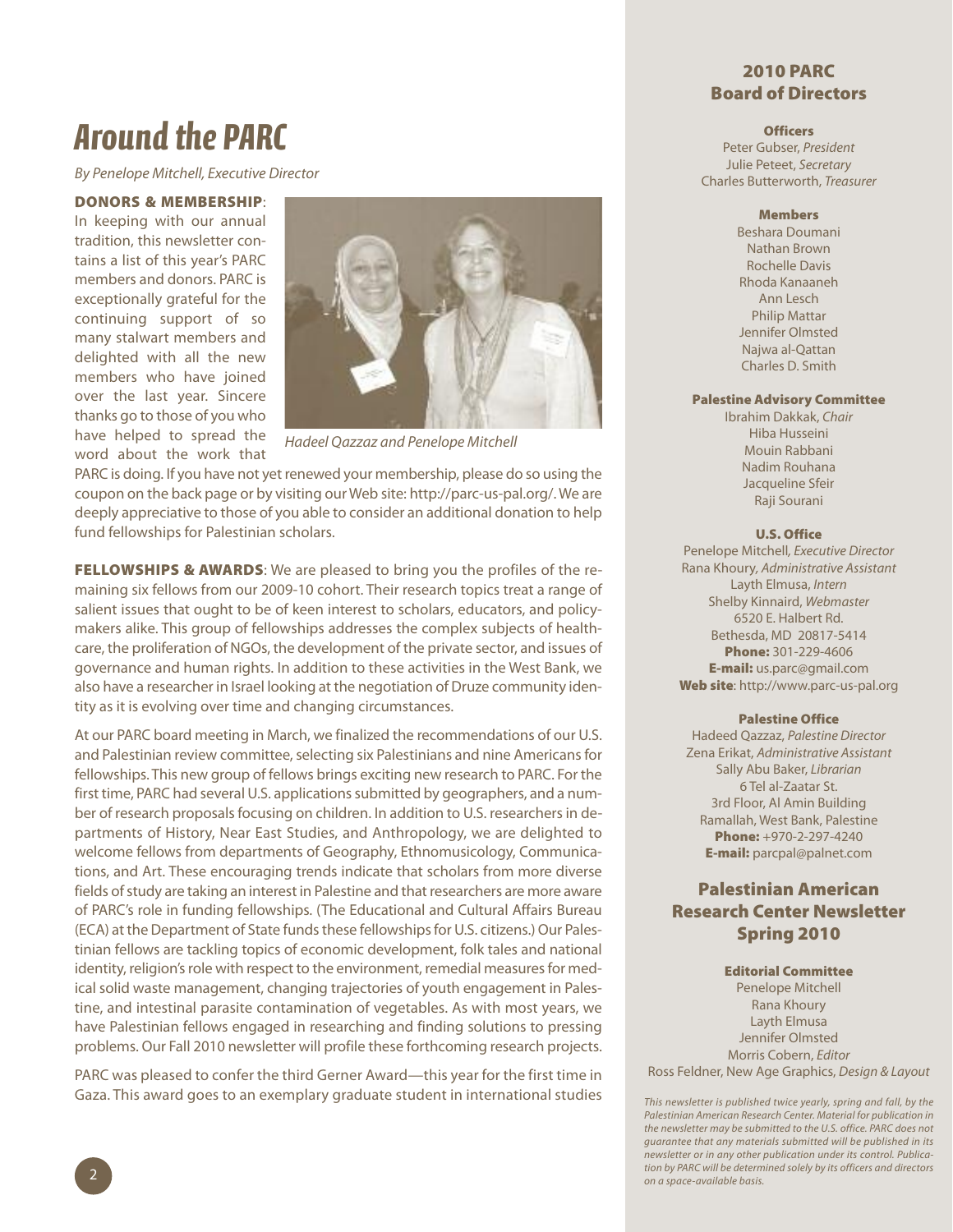# Around the PARC

*By Penelope Mitchell, Executive Director*

**DONORS & MEMBERSHIP**: In keeping with our annual tradition, this newsletter contains a list of this year's PARC members and donors. PARC is exceptionally grateful for the continuing support of so many stalwart members and delighted with all the new members who have joined over the last year. Sincere thanks go to those of you who have helped to spread the word about the work that PARC is doing. If you have not yet renewed your membership, please do so using the coupon on the back page or by visiting our Web site: http://parc-us-pal.org/. We are deeply appreciative to those of you able to consider an additional donation to help fund fellowships for Palestinian scholars.

*Hadeel Qazzaz and Penelope Mitchell*

**FELLOWSHIPS & AWARDS**: We are pleased to bring you the profiles of the remaining six fellows from our 2009-10 cohort. Their research topics treat a range of salient issues that ought to be of keen interest to scholars, educators, and policymakers alike. This group of fellowships addresses the complex subjects of healthcare, the proliferation of NGOs, the development of the private sector, and issues of governance and human rights. In addition to these activities in the West Bank, we also have a researcher in Israel looking at the negotiation of Druze community identity as it is evolving over time and changing circumstances.

At our PARC board meeting in March, we finalized the recommendations of our U.S. and Palestinian review committee, selecting six Palestinians and nine Americans for fellowships. This new group of fellows brings exciting new research to PARC. For the first time, PARC had several U.S. applications submitted by geographers, and a number of research proposals focusing on children. In addition to U.S. researchers in departments of History, Near East Studies, and Anthropology, we are delighted to welcome fellows from departments of Geography, Ethnomusicology, Communications, and Art. These encouraging trends indicate that scholars from more diverse fields of study are taking an interest in Palestine and that researchers are more aware of PARC's role in funding fellowships. (The Educational and Cultural Affairs Bureau (ECA) at the Department of State funds these fellowships for U.S. citizens.) Our Palestinian fellows are tackling topics of economic development, folk tales and national identity, religion's role with respect to the environment, remedial measures for medical solid waste management, changing trajectories of youth engagement in Palestine, and intestinal parasite contamination of vegetables. As with most years, we have Palestinian fellows engaged in researching and finding solutions to pressing problems. Our Fall 2010 newsletter will profile these forthcoming research projects.

PARC was pleased to confer the third Gerner Award—this year for the first time in Gaza. This award goes to an exemplary graduate student in international studies

## 2010 PARC Board of Directors

**Officers**

Peter Gubser, *President*
Julie Peteet, *Secretary*
Charles Butterworth, *Treasurer*

**Members**

Beshara Doumani
Nathan Brown
Rochelle Davis
Rhoda Kanaaneh
Ann Lesch
Philip Mattar
Jennifer Olmsted
Najwa al-Qattan
Charles D. Smith

**Palestine Advisory Committee**

Ibrahim Dakkak, *Chair*
Hiba Husseini
Mouin Rabbani
Nadim Rouhana
Jacqueline Sfeir
Raji Sourani

**U.S. Office**

Penelope Mitchell, *Executive Director*
Rana Khoury, *Administrative Assistant*
Layth Elmusa, *Intern*
Shelby Kinnaird, *Webmaster*
6520 E. Halbert Rd.
Bethesda, MD 20817-5414
**Phone:** 301-229-4606
**E-mail:** us.parc@gmail.com
**Web site**: http://www.parc-us-pal.org

**Palestine Office**

Hadeed Qazzaz, *Palestine Director*
Zena Erikat, *Administrative Assistant*
Sally Abu Baker, *Librarian*
6 Tel al-Zaatar St.
3rd Floor, Al Amin Building
Ramallah, West Bank, Palestine
**Phone:** +970-2-297-4240
**E-mail:** parcpal@palnet.com

## Palestinian American Research Center Newsletter Spring 2010

**Editorial Committee**

Penelope Mitchell
Rana Khoury
Layth Elmusa
Jennifer Olmsted
Morris Cobern, *Editor*
Ross Feldner, New Age Graphics, *Design & Layout*

*This newsletter is published twice yearly, spring and fall, by the Palestinian American Research Center. Material for publication in the newsletter may be submitted to the U.S. office. PARC does not guarantee that any materials submitted will be published in its newsletter or in any other publication under its control. Publication by PARC will be determined solely by its officers and directors on a space-available basis.*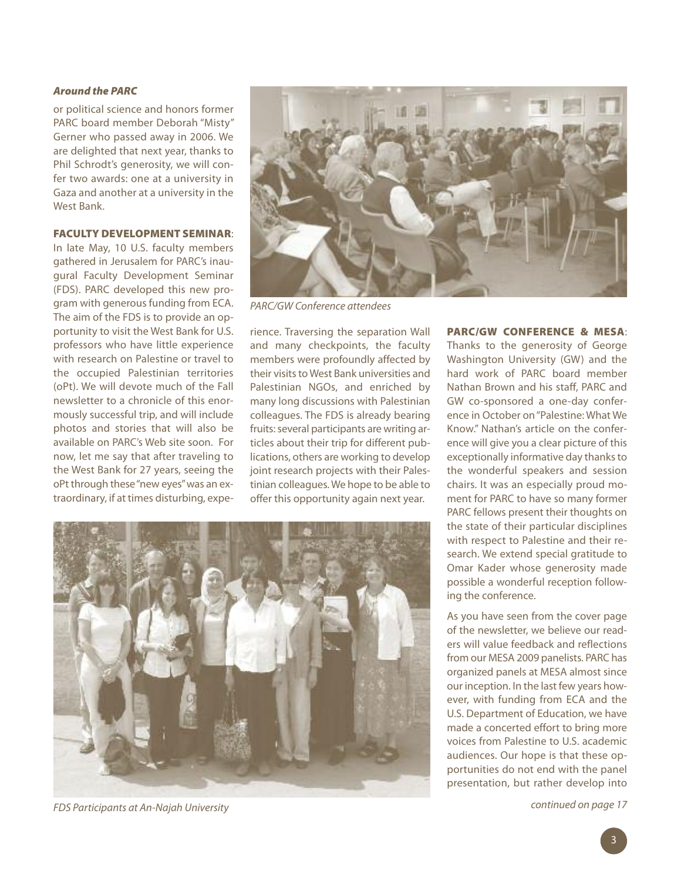***Around the PARC***

or political science and honors former PARC board member Deborah "Misty" Gerner who passed away in 2006. We are delighted that next year, thanks to Phil Schrodt's generosity, we will confer two awards: one at a university in Gaza and another at a university in the West Bank.

**FACULTY DEVELOPMENT SEMINAR**: In late May, 10 U.S. faculty members gathered in Jerusalem for PARC's inaugural Faculty Development Seminar (FDS). PARC developed this new program with generous funding from ECA. The aim of the FDS is to provide an opportunity to visit the West Bank for U.S. professors who have little experience with research on Palestine or travel to the occupied Palestinian territories (oPt). We will devote much of the Fall newsletter to a chronicle of this enormously successful trip, and will include photos and stories that will also be available on PARC's Web site soon. For now, let me say that after traveling to the West Bank for 27 years, seeing the oPt through these "new eyes" was an extraordinary, if at times disturbing, experience. Traversing the separation Wall and many checkpoints, the faculty members were profoundly affected by their visits to West Bank universities and Palestinian NGOs, and enriched by many long discussions with Palestinian colleagues. The FDS is already bearing fruits: several participants are writing articles about their trip for different publications, others are working to develop joint research projects with their Palestinian colleagues. We hope to be able to offer this opportunity again next year.

*PARC/GW Conference attendees*

*FDS Participants at An-Najah University*

**PARC/GW CONFERENCE & MESA**: Thanks to the generosity of George Washington University (GW) and the hard work of PARC board member Nathan Brown and his staff, PARC and GW co-sponsored a one-day conference in October on "Palestine: What We Know." Nathan's article on the conference will give you a clear picture of this exceptionally informative day thanks to the wonderful speakers and session chairs. It was an especially proud moment for PARC to have so many former PARC fellows present their thoughts on the state of their particular disciplines with respect to Palestine and their research. We extend special gratitude to Omar Kader whose generosity made possible a wonderful reception following the conference.

As you have seen from the cover page of the newsletter, we believe our readers will value feedback and reflections from our MESA 2009 panelists. PARC has organized panels at MESA almost since our inception. In the last few years however, with funding from ECA and the U.S. Department of Education, we have made a concerted effort to bring more voices from Palestine to U.S. academic audiences. Our hope is that these opportunities do not end with the panel presentation, but rather develop into

*continued on page 17*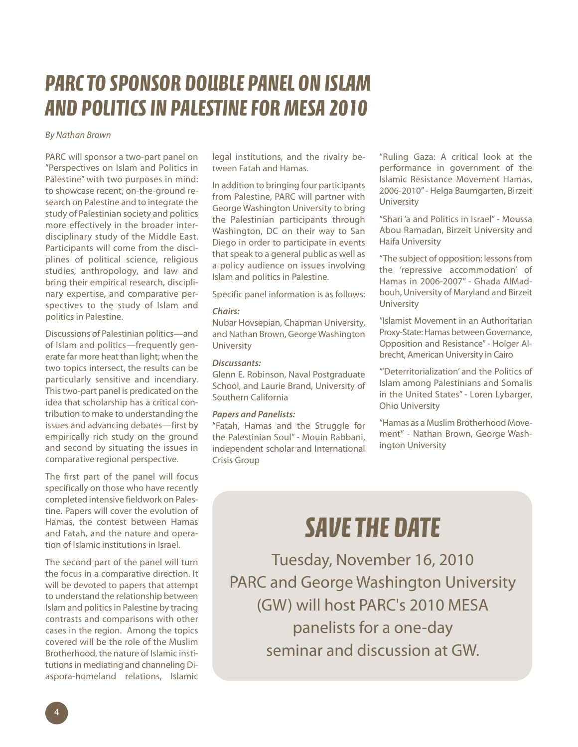# PARC TO SPONSOR DOUBLE PANEL ON ISLAM AND POLITICS IN PALESTINE FOR MESA 2010

*By Nathan Brown*

PARC will sponsor a two-part panel on "Perspectives on Islam and Politics in Palestine" with two purposes in mind: to showcase recent, on-the-ground research on Palestine and to integrate the study of Palestinian society and politics more effectively in the broader interdisciplinary study of the Middle East. Participants will come from the disciplines of political science, religious studies, anthropology, and law and bring their empirical research, disciplinary expertise, and comparative perspectives to the study of Islam and politics in Palestine.

Discussions of Palestinian politics—and of Islam and politics—frequently generate far more heat than light; when the two topics intersect, the results can be particularly sensitive and incendiary. This two-part panel is predicated on the idea that scholarship has a critical contribution to make to understanding the issues and advancing debates—first by empirically rich study on the ground and second by situating the issues in comparative regional perspective.

The first part of the panel will focus specifically on those who have recently completed intensive fieldwork on Palestine. Papers will cover the evolution of Hamas, the contest between Hamas and Fatah, and the nature and operation of Islamic institutions in Israel.

The second part of the panel will turn the focus in a comparative direction. It will be devoted to papers that attempt to understand the relationship between Islam and politics in Palestine by tracing contrasts and comparisons with other cases in the region. Among the topics covered will be the role of the Muslim Brotherhood, the nature of Islamic institutions in mediating and channeling Diaspora-homeland relations, Islamic legal institutions, and the rivalry between Fatah and Hamas.

In addition to bringing four participants from Palestine, PARC will partner with George Washington University to bring the Palestinian participants through Washington, DC on their way to San Diego in order to participate in events that speak to a general public as well as a policy audience on issues involving Islam and politics in Palestine.

Specific panel information is as follows:

***Chairs:***

Nubar Hovsepian, Chapman University, and Nathan Brown, George Washington University

***Discussants:***

Glenn E. Robinson, Naval Postgraduate School, and Laurie Brand, University of Southern California

***Papers and Panelists:***

"Fatah, Hamas and the Struggle for the Palestinian Soul" - Mouin Rabbani, independent scholar and International Crisis Group

"Ruling Gaza: A critical look at the performance in government of the Islamic Resistance Movement Hamas, 2006-2010" - Helga Baumgarten, Birzeit University

"Shari 'a and Politics in Israel" - Moussa Abou Ramadan, Birzeit University and Haifa University

"The subject of opposition: lessons from the 'repressive accommodation' of Hamas in 2006-2007" - Ghada AlMadbouh, University of Maryland and Birzeit University

"Islamist Movement in an Authoritarian Proxy-State: Hamas between Governance, Opposition and Resistance" - Holger Albrecht, American University in Cairo

"'Deterritorialization' and the Politics of Islam among Palestinians and Somalis in the United States" - Loren Lybarger, Ohio University

"Hamas as a Muslim Brotherhood Movement" - Nathan Brown, George Washington University

## SAVE THE DATE

Tuesday, November 16, 2010
PARC and George Washington University (GW) will host PARC's 2010 MESA panelists for a one-day seminar and discussion at GW.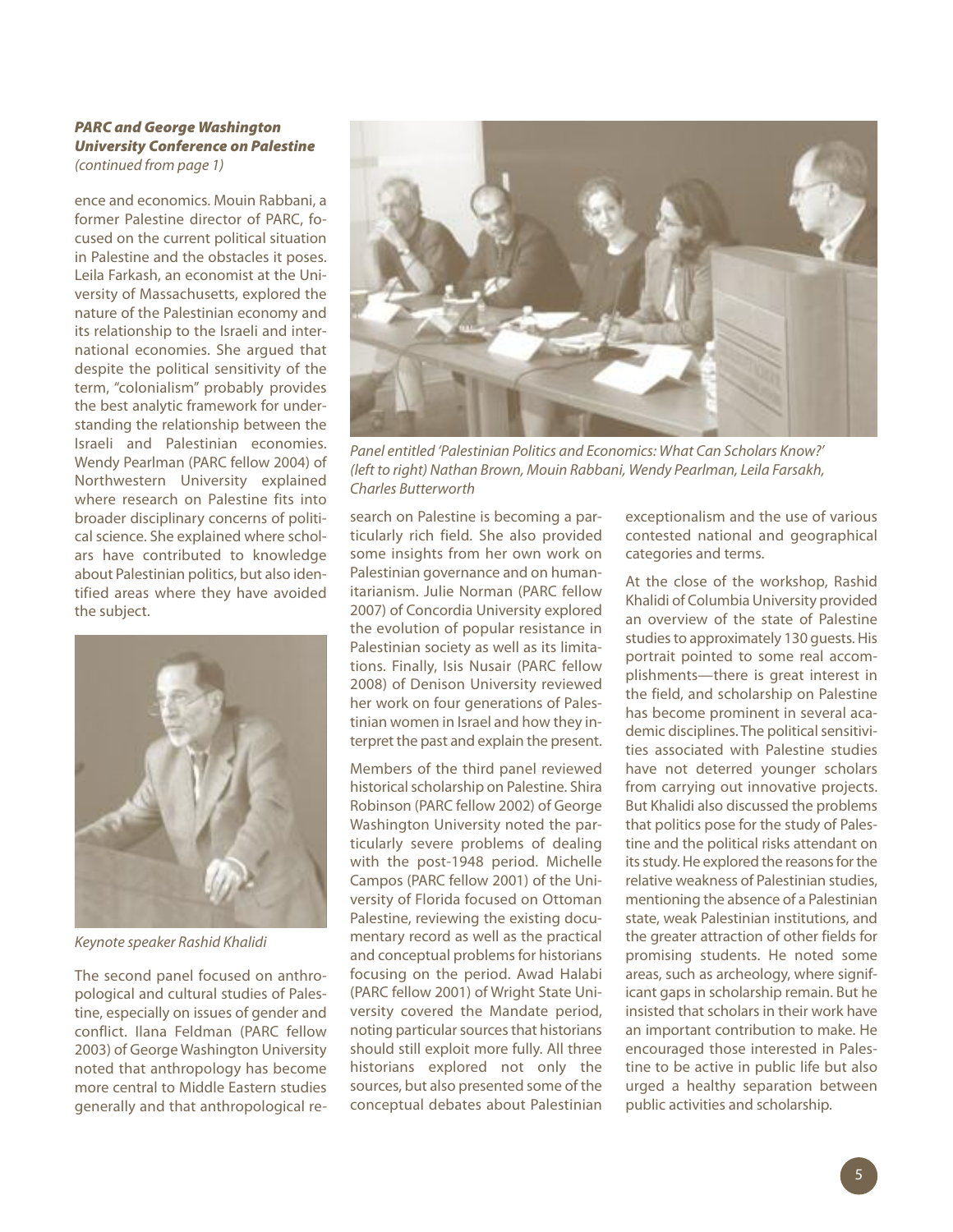***PARC and George Washington University Conference on Palestine***
*(continued from page 1)*

ence and economics. Mouin Rabbani, a former Palestine director of PARC, focused on the current political situation in Palestine and the obstacles it poses. Leila Farkash, an economist at the University of Massachusetts, explored the nature of the Palestinian economy and its relationship to the Israeli and international economies. She argued that despite the political sensitivity of the term, "colonialism" probably provides the best analytic framework for understanding the relationship between the Israeli and Palestinian economies. Wendy Pearlman (PARC fellow 2004) of Northwestern University explained where research on Palestine fits into broader disciplinary concerns of political science. She explained where scholars have contributed to knowledge about Palestinian politics, but also identified areas where they have avoided the subject.

*Keynote speaker Rashid Khalidi*

The second panel focused on anthropological and cultural studies of Palestine, especially on issues of gender and conflict. Ilana Feldman (PARC fellow 2003) of George Washington University noted that anthropology has become more central to Middle Eastern studies generally and that anthropological research on Palestine is becoming a particularly rich field. She also provided some insights from her own work on Palestinian governance and on humanitarianism. Julie Norman (PARC fellow 2007) of Concordia University explored the evolution of popular resistance in Palestinian society as well as its limitations. Finally, Isis Nusair (PARC fellow 2008) of Denison University reviewed her work on four generations of Palestinian women in Israel and how they interpret the past and explain the present.

*Panel entitled 'Palestinian Politics and Economics: What Can Scholars Know?' (left to right) Nathan Brown, Mouin Rabbani, Wendy Pearlman, Leila Farsakh, Charles Butterworth*

Members of the third panel reviewed historical scholarship on Palestine. Shira Robinson (PARC fellow 2002) of George Washington University noted the particularly severe problems of dealing with the post-1948 period. Michelle Campos (PARC fellow 2001) of the University of Florida focused on Ottoman Palestine, reviewing the existing documentary record as well as the practical and conceptual problems for historians focusing on the period. Awad Halabi (PARC fellow 2001) of Wright State University covered the Mandate period, noting particular sources that historians should still exploit more fully. All three historians explored not only the sources, but also presented some of the conceptual debates about Palestinian exceptionalism and the use of various contested national and geographical categories and terms.

At the close of the workshop, Rashid Khalidi of Columbia University provided an overview of the state of Palestine studies to approximately 130 guests. His portrait pointed to some real accomplishments—there is great interest in the field, and scholarship on Palestine has become prominent in several academic disciplines. The political sensitivities associated with Palestine studies have not deterred younger scholars from carrying out innovative projects. But Khalidi also discussed the problems that politics pose for the study of Palestine and the political risks attendant on its study. He explored the reasons for the relative weakness of Palestinian studies, mentioning the absence of a Palestinian state, weak Palestinian institutions, and the greater attraction of other fields for promising students. He noted some areas, such as archeology, where significant gaps in scholarship remain. But he insisted that scholars in their work have an important contribution to make. He encouraged those interested in Palestine to be active in public life but also urged a healthy separation between public activities and scholarship.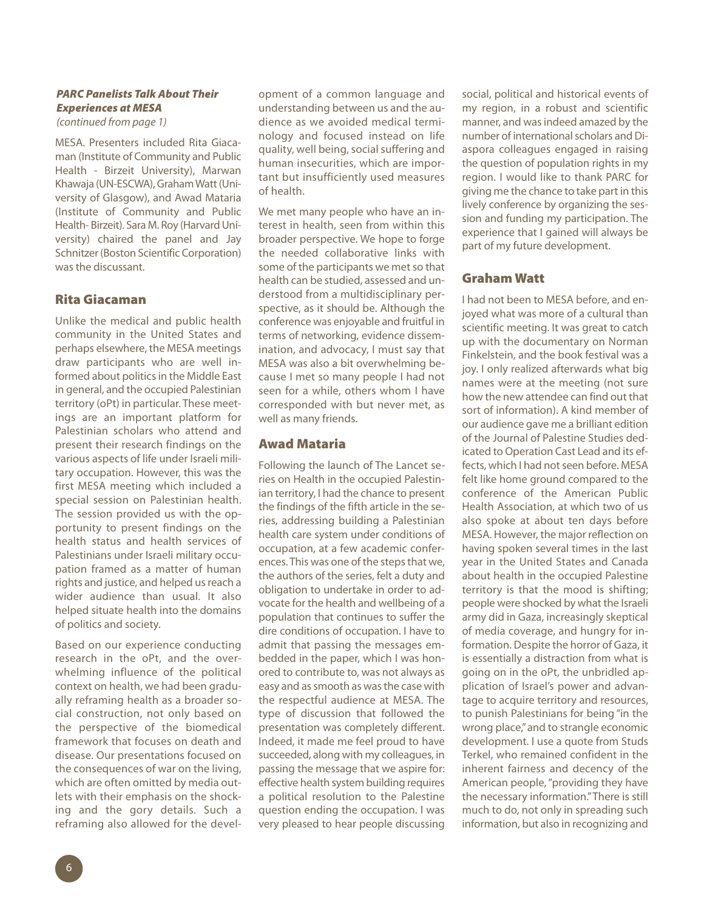***PARC Panelists Talk About Their Experiences at MESA***
*(continued from page 1)*

MESA. Presenters included Rita Giacaman (Institute of Community and Public Health - Birzeit University), Marwan Khawaja (UN-ESCWA), Graham Watt (University of Glasgow), and Awad Mataria (Institute of Community and Public Health- Birzeit). Sara M. Roy (Harvard University) chaired the panel and Jay Schnitzer (Boston Scientific Corporation) was the discussant.

## Rita Giacaman

Unlike the medical and public health community in the United States and perhaps elsewhere, the MESA meetings draw participants who are well informed about politics in the Middle East in general, and the occupied Palestinian territory (oPt) in particular. These meetings are an important platform for Palestinian scholars who attend and present their research findings on the various aspects of life under Israeli military occupation. However, this was the first MESA meeting which included a special session on Palestinian health. The session provided us with the opportunity to present findings on the health status and health services of Palestinians under Israeli military occupation framed as a matter of human rights and justice, and helped us reach a wider audience than usual. It also helped situate health into the domains of politics and society.

Based on our experience conducting research in the oPt, and the overwhelming influence of the political context on health, we had been gradually reframing health as a broader social construction, not only based on the perspective of the biomedical framework that focuses on death and disease. Our presentations focused on the consequences of war on the living, which are often omitted by media outlets with their emphasis on the shocking and the gory details. Such a reframing also allowed for the development of a common language and understanding between us and the audience as we avoided medical terminology and focused instead on life quality, well being, social suffering and human insecurities, which are important but insufficiently used measures of health.

We met many people who have an interest in health, seen from within this broader perspective. We hope to forge the needed collaborative links with some of the participants we met so that health can be studied, assessed and understood from a multidisciplinary perspective, as it should be. Although the conference was enjoyable and fruitful in terms of networking, evidence dissemination, and advocacy, I must say that MESA was also a bit overwhelming because I met so many people I had not seen for a while, others whom I have corresponded with but never met, as well as many friends.

## Awad Mataria

Following the launch of The Lancet series on Health in the occupied Palestinian territory, I had the chance to present the findings of the fifth article in the series, addressing building a Palestinian health care system under conditions of occupation, at a few academic conferences. This was one of the steps that we, the authors of the series, felt a duty and obligation to undertake in order to advocate for the health and wellbeing of a population that continues to suffer the dire conditions of occupation. I have to admit that passing the messages embedded in the paper, which I was honored to contribute to, was not always as easy and as smooth as was the case with the respectful audience at MESA. The type of discussion that followed the presentation was completely different. Indeed, it made me feel proud to have succeeded, along with my colleagues, in passing the message that we aspire for: effective health system building requires a political resolution to the Palestine question ending the occupation. I was very pleased to hear people discussing social, political and historical events of my region, in a robust and scientific manner, and was indeed amazed by the number of international scholars and Diaspora colleagues engaged in raising the question of population rights in my region. I would like to thank PARC for giving me the chance to take part in this lively conference by organizing the session and funding my participation. The experience that I gained will always be part of my future development.

## Graham Watt

I had not been to MESA before, and enjoyed what was more of a cultural than scientific meeting. It was great to catch up with the documentary on Norman Finkelstein, and the book festival was a joy. I only realized afterwards what big names were at the meeting (not sure how the new attendee can find out that sort of information). A kind member of our audience gave me a brilliant edition of the Journal of Palestine Studies dedicated to Operation Cast Lead and its effects, which I had not seen before. MESA felt like home ground compared to the conference of the American Public Health Association, at which two of us also spoke at about ten days before MESA. However, the major reflection on having spoken several times in the last year in the United States and Canada about health in the occupied Palestine territory is that the mood is shifting; people were shocked by what the Israeli army did in Gaza, increasingly skeptical of media coverage, and hungry for information. Despite the horror of Gaza, it is essentially a distraction from what is going on in the oPt, the unbridled application of Israel's power and advantage to acquire territory and resources, to punish Palestinians for being "in the wrong place," and to strangle economic development. I use a quote from Studs Terkel, who remained confident in the inherent fairness and decency of the American people, "providing they have the necessary information." There is still much to do, not only in spreading such information, but also in recognizing and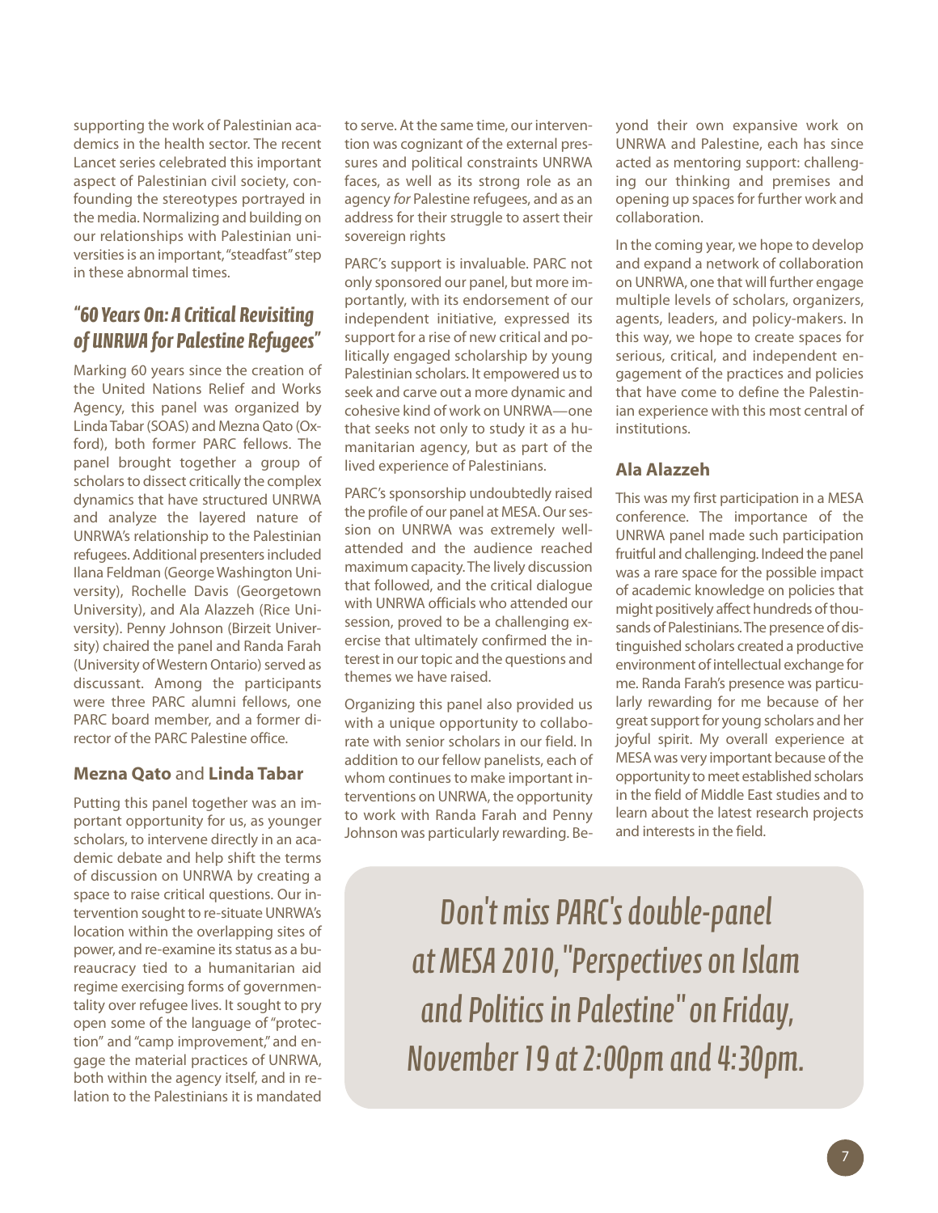supporting the work of Palestinian academics in the health sector. The recent Lancet series celebrated this important aspect of Palestinian civil society, confounding the stereotypes portrayed in the media. Normalizing and building on our relationships with Palestinian universities is an important, "steadfast" step in these abnormal times.

## "60 Years On: A Critical Revisiting of UNRWA for Palestine Refugees"

Marking 60 years since the creation of the United Nations Relief and Works Agency, this panel was organized by Linda Tabar (SOAS) and Mezna Qato (Oxford), both former PARC fellows. The panel brought together a group of scholars to dissect critically the complex dynamics that have structured UNRWA and analyze the layered nature of UNRWA's relationship to the Palestinian refugees. Additional presenters included Ilana Feldman (George Washington University), Rochelle Davis (Georgetown University), and Ala Alazzeh (Rice University). Penny Johnson (Birzeit University) chaired the panel and Randa Farah (University of Western Ontario) served as discussant. Among the participants were three PARC alumni fellows, one PARC board member, and a former director of the PARC Palestine office.

### **Mezna Qato** and **Linda Tabar**

Putting this panel together was an important opportunity for us, as younger scholars, to intervene directly in an academic debate and help shift the terms of discussion on UNRWA by creating a space to raise critical questions. Our intervention sought to re-situate UNRWA's location within the overlapping sites of power, and re-examine its status as a bureaucracy tied to a humanitarian aid regime exercising forms of governmentality over refugee lives. It sought to pry open some of the language of "protection" and "camp improvement," and engage the material practices of UNRWA, both within the agency itself, and in relation to the Palestinians it is mandated to serve. At the same time, our intervention was cognizant of the external pressures and political constraints UNRWA faces, as well as its strong role as an agency *for* Palestine refugees, and as an address for their struggle to assert their sovereign rights

PARC's support is invaluable. PARC not only sponsored our panel, but more importantly, with its endorsement of our independent initiative, expressed its support for a rise of new critical and politically engaged scholarship by young Palestinian scholars. It empowered us to seek and carve out a more dynamic and cohesive kind of work on UNRWA—one that seeks not only to study it as a humanitarian agency, but as part of the lived experience of Palestinians.

PARC's sponsorship undoubtedly raised the profile of our panel at MESA. Our session on UNRWA was extremely well-attended and the audience reached maximum capacity. The lively discussion that followed, and the critical dialogue with UNRWA officials who attended our session, proved to be a challenging exercise that ultimately confirmed the interest in our topic and the questions and themes we have raised.

Organizing this panel also provided us with a unique opportunity to collaborate with senior scholars in our field. In addition to our fellow panelists, each of whom continues to make important interventions on UNRWA, the opportunity to work with Randa Farah and Penny Johnson was particularly rewarding. Beyond their own expansive work on UNRWA and Palestine, each has since acted as mentoring support: challenging our thinking and premises and opening up spaces for further work and collaboration.

In the coming year, we hope to develop and expand a network of collaboration on UNRWA, one that will further engage multiple levels of scholars, organizers, agents, leaders, and policy-makers. In this way, we hope to create spaces for serious, critical, and independent engagement of the practices and policies that have come to define the Palestinian experience with this most central of institutions.

### **Ala Alazzeh**

This was my first participation in a MESA conference. The importance of the UNRWA panel made such participation fruitful and challenging. Indeed the panel was a rare space for the possible impact of academic knowledge on policies that might positively affect hundreds of thousands of Palestinians. The presence of distinguished scholars created a productive environment of intellectual exchange for me. Randa Farah's presence was particularly rewarding for me because of her great support for young scholars and her joyful spirit. My overall experience at MESA was very important because of the opportunity to meet established scholars in the field of Middle East studies and to learn about the latest research projects and interests in the field.

*Don't miss PARC's double-panel at MESA 2010, "Perspectives on Islam and Politics in Palestine" on Friday, November 19 at 2:00pm and 4:30pm.*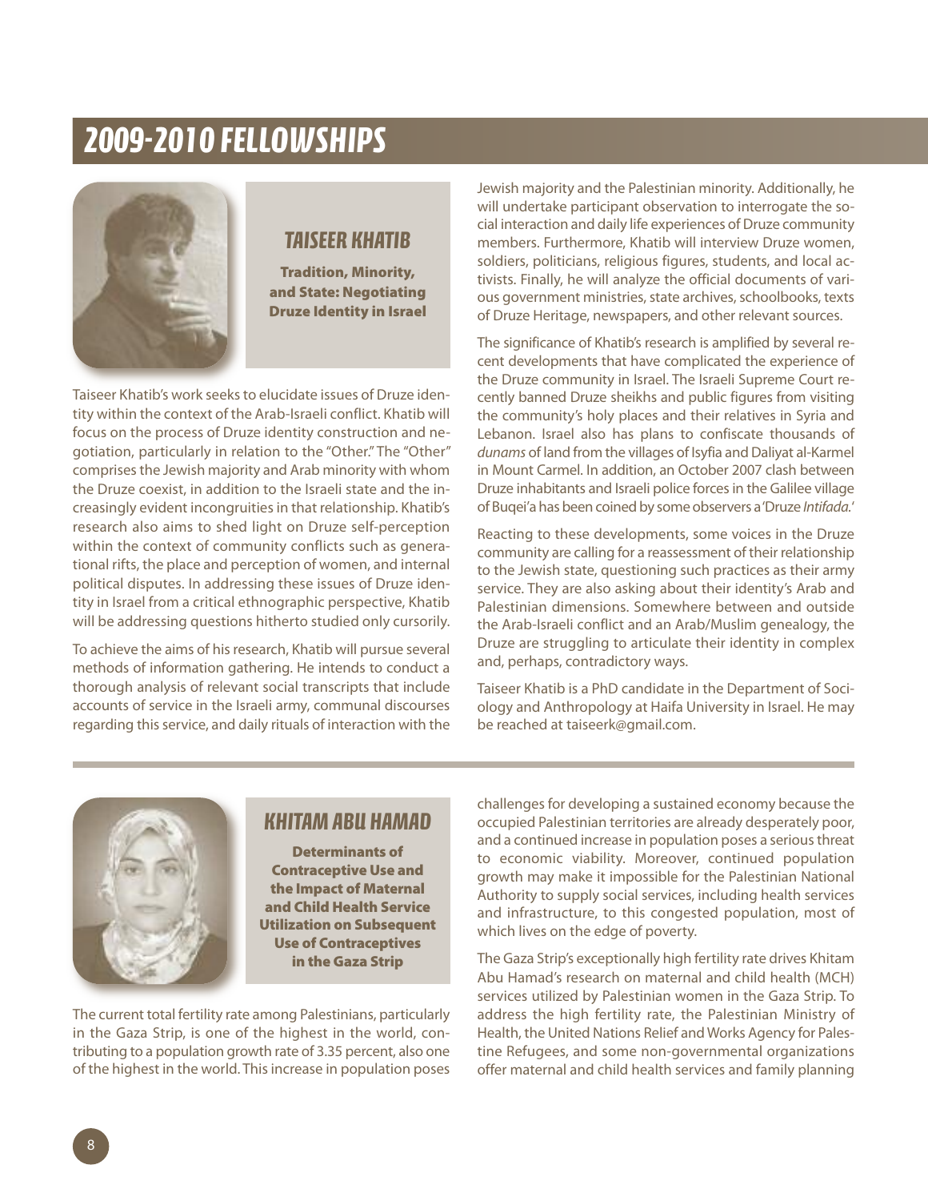# 2009-2010 FELLOWSHIPS

## TAISEER KHATIB

**Tradition, Minority, and State: Negotiating Druze Identity in Israel**

Taiseer Khatib's work seeks to elucidate issues of Druze identity within the context of the Arab-Israeli conflict. Khatib will focus on the process of Druze identity construction and negotiation, particularly in relation to the "Other." The "Other" comprises the Jewish majority and Arab minority with whom the Druze coexist, in addition to the Israeli state and the increasingly evident incongruities in that relationship. Khatib's research also aims to shed light on Druze self-perception within the context of community conflicts such as generational rifts, the place and perception of women, and internal political disputes. In addressing these issues of Druze identity in Israel from a critical ethnographic perspective, Khatib will be addressing questions hitherto studied only cursorily.

To achieve the aims of his research, Khatib will pursue several methods of information gathering. He intends to conduct a thorough analysis of relevant social transcripts that include accounts of service in the Israeli army, communal discourses regarding this service, and daily rituals of interaction with the Jewish majority and the Palestinian minority. Additionally, he will undertake participant observation to interrogate the social interaction and daily life experiences of Druze community members. Furthermore, Khatib will interview Druze women, soldiers, politicians, religious figures, students, and local activists. Finally, he will analyze the official documents of various government ministries, state archives, schoolbooks, texts of Druze Heritage, newspapers, and other relevant sources.

The significance of Khatib's research is amplified by several recent developments that have complicated the experience of the Druze community in Israel. The Israeli Supreme Court recently banned Druze sheikhs and public figures from visiting the community's holy places and their relatives in Syria and Lebanon. Israel also has plans to confiscate thousands of *dunams* of land from the villages of Isyfia and Daliyat al-Karmel in Mount Carmel. In addition, an October 2007 clash between Druze inhabitants and Israeli police forces in the Galilee village of Buqei'a has been coined by some observers a 'Druze *Intifada*.'

Reacting to these developments, some voices in the Druze community are calling for a reassessment of their relationship to the Jewish state, questioning such practices as their army service. They are also asking about their identity's Arab and Palestinian dimensions. Somewhere between and outside the Arab-Israeli conflict and an Arab/Muslim genealogy, the Druze are struggling to articulate their identity in complex and, perhaps, contradictory ways.

Taiseer Khatib is a PhD candidate in the Department of Sociology and Anthropology at Haifa University in Israel. He may be reached at taiseerk@gmail.com.

## KHITAM ABU HAMAD

**Determinants of Contraceptive Use and the Impact of Maternal and Child Health Service Utilization on Subsequent Use of Contraceptives in the Gaza Strip**

The current total fertility rate among Palestinians, particularly in the Gaza Strip, is one of the highest in the world, contributing to a population growth rate of 3.35 percent, also one of the highest in the world. This increase in population poses challenges for developing a sustained economy because the occupied Palestinian territories are already desperately poor, and a continued increase in population poses a serious threat to economic viability. Moreover, continued population growth may make it impossible for the Palestinian National Authority to supply social services, including health services and infrastructure, to this congested population, most of which lives on the edge of poverty.

The Gaza Strip's exceptionally high fertility rate drives Khitam Abu Hamad's research on maternal and child health (MCH) services utilized by Palestinian women in the Gaza Strip. To address the high fertility rate, the Palestinian Ministry of Health, the United Nations Relief and Works Agency for Palestine Refugees, and some non-governmental organizations offer maternal and child health services and family planning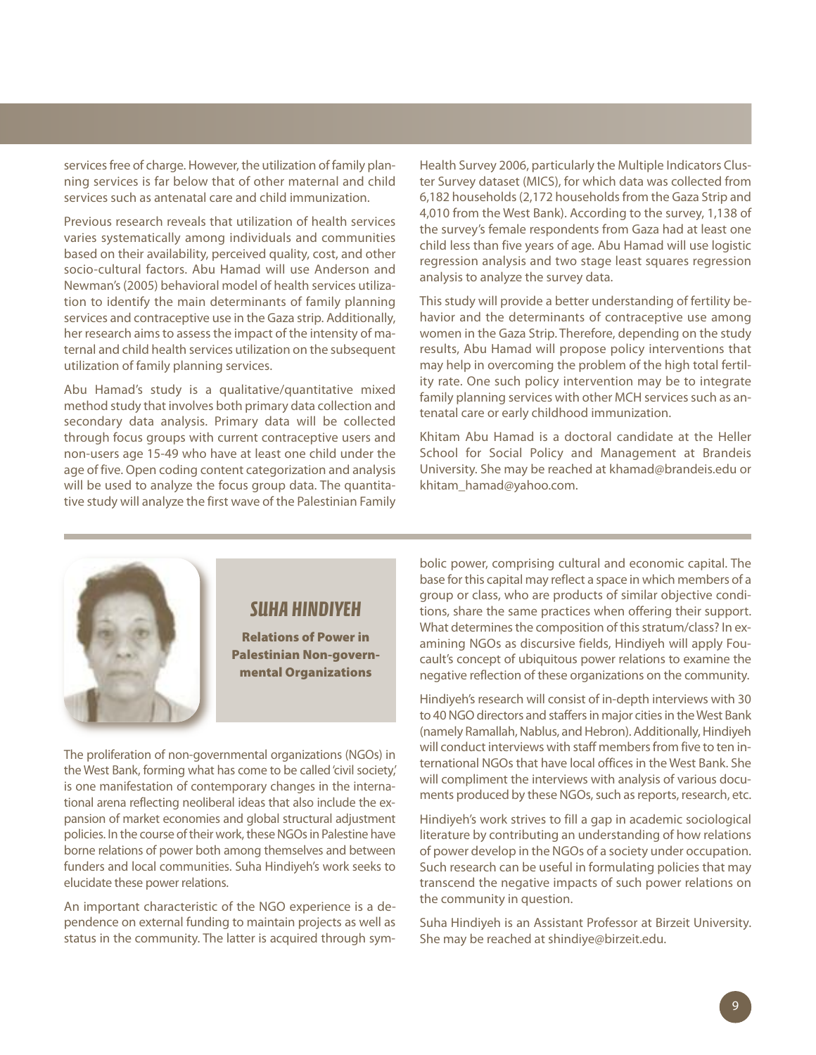services free of charge. However, the utilization of family planning services is far below that of other maternal and child services such as antenatal care and child immunization.

Previous research reveals that utilization of health services varies systematically among individuals and communities based on their availability, perceived quality, cost, and other socio-cultural factors. Abu Hamad will use Anderson and Newman's (2005) behavioral model of health services utilization to identify the main determinants of family planning services and contraceptive use in the Gaza strip. Additionally, her research aims to assess the impact of the intensity of maternal and child health services utilization on the subsequent utilization of family planning services.

Abu Hamad's study is a qualitative/quantitative mixed method study that involves both primary data collection and secondary data analysis. Primary data will be collected through focus groups with current contraceptive users and non-users age 15-49 who have at least one child under the age of five. Open coding content categorization and analysis will be used to analyze the focus group data. The quantitative study will analyze the first wave of the Palestinian Family Health Survey 2006, particularly the Multiple Indicators Cluster Survey dataset (MICS), for which data was collected from 6,182 households (2,172 households from the Gaza Strip and 4,010 from the West Bank). According to the survey, 1,138 of the survey's female respondents from Gaza had at least one child less than five years of age. Abu Hamad will use logistic regression analysis and two stage least squares regression analysis to analyze the survey data.

This study will provide a better understanding of fertility behavior and the determinants of contraceptive use among women in the Gaza Strip. Therefore, depending on the study results, Abu Hamad will propose policy interventions that may help in overcoming the problem of the high total fertility rate. One such policy intervention may be to integrate family planning services with other MCH services such as antenatal care or early childhood immunization.

Khitam Abu Hamad is a doctoral candidate at the Heller School for Social Policy and Management at Brandeis University. She may be reached at khamad@brandeis.edu or khitam_hamad@yahoo.com.

## SUHA HINDIYEH

### Relations of Power in Palestinian Non-governmental Organizations

The proliferation of non-governmental organizations (NGOs) in the West Bank, forming what has come to be called 'civil society,' is one manifestation of contemporary changes in the international arena reflecting neoliberal ideas that also include the expansion of market economies and global structural adjustment policies. In the course of their work, these NGOs in Palestine have borne relations of power both among themselves and between funders and local communities. Suha Hindiyeh's work seeks to elucidate these power relations.

An important characteristic of the NGO experience is a dependence on external funding to maintain projects as well as status in the community. The latter is acquired through symbolic power, comprising cultural and economic capital. The base for this capital may reflect a space in which members of a group or class, who are products of similar objective conditions, share the same practices when offering their support. What determines the composition of this stratum/class? In examining NGOs as discursive fields, Hindiyeh will apply Foucault's concept of ubiquitous power relations to examine the negative reflection of these organizations on the community.

Hindiyeh's research will consist of in-depth interviews with 30 to 40 NGO directors and staffers in major cities in the West Bank (namely Ramallah, Nablus, and Hebron). Additionally, Hindiyeh will conduct interviews with staff members from five to ten international NGOs that have local offices in the West Bank. She will compliment the interviews with analysis of various documents produced by these NGOs, such as reports, research, etc.

Hindiyeh's work strives to fill a gap in academic sociological literature by contributing an understanding of how relations of power develop in the NGOs of a society under occupation. Such research can be useful in formulating policies that may transcend the negative impacts of such power relations on the community in question.

Suha Hindiyeh is an Assistant Professor at Birzeit University. She may be reached at shindiye@birzeit.edu.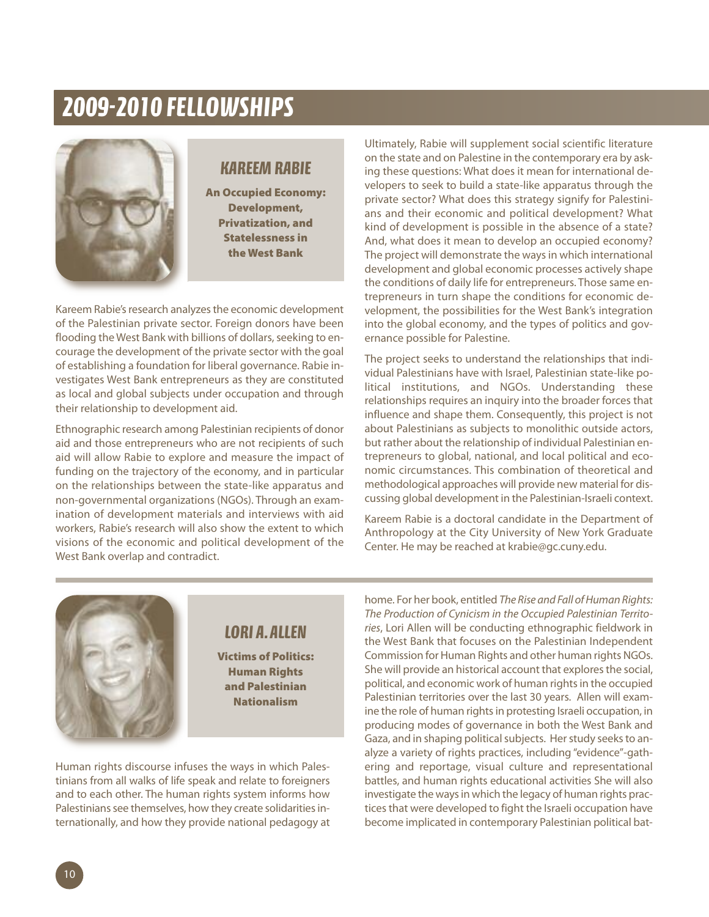# 2009-2010 FELLOWSHIPS

## KAREEM RABIE

**An Occupied Economy: Development, Privatization, and Statelessness in the West Bank**

Kareem Rabie's research analyzes the economic development of the Palestinian private sector. Foreign donors have been flooding the West Bank with billions of dollars, seeking to encourage the development of the private sector with the goal of establishing a foundation for liberal governance. Rabie investigates West Bank entrepreneurs as they are constituted as local and global subjects under occupation and through their relationship to development aid.

Ethnographic research among Palestinian recipients of donor aid and those entrepreneurs who are not recipients of such aid will allow Rabie to explore and measure the impact of funding on the trajectory of the economy, and in particular on the relationships between the state-like apparatus and non-governmental organizations (NGOs). Through an examination of development materials and interviews with aid workers, Rabie's research will also show the extent to which visions of the economic and political development of the West Bank overlap and contradict.

Ultimately, Rabie will supplement social scientific literature on the state and on Palestine in the contemporary era by asking these questions: What does it mean for international developers to seek to build a state-like apparatus through the private sector? What does this strategy signify for Palestinians and their economic and political development? What kind of development is possible in the absence of a state? And, what does it mean to develop an occupied economy? The project will demonstrate the ways in which international development and global economic processes actively shape the conditions of daily life for entrepreneurs. Those same entrepreneurs in turn shape the conditions for economic development, the possibilities for the West Bank's integration into the global economy, and the types of politics and governance possible for Palestine.

The project seeks to understand the relationships that individual Palestinians have with Israel, Palestinian state-like political institutions, and NGOs. Understanding these relationships requires an inquiry into the broader forces that influence and shape them. Consequently, this project is not about Palestinians as subjects to monolithic outside actors, but rather about the relationship of individual Palestinian entrepreneurs to global, national, and local political and economic circumstances. This combination of theoretical and methodological approaches will provide new material for discussing global development in the Palestinian-Israeli context.

Kareem Rabie is a doctoral candidate in the Department of Anthropology at the City University of New York Graduate Center. He may be reached at krabie@gc.cuny.edu.

## LORI A. ALLEN

**Victims of Politics: Human Rights and Palestinian Nationalism**

Human rights discourse infuses the ways in which Palestinians from all walks of life speak and relate to foreigners and to each other. The human rights system informs how Palestinians see themselves, how they create solidarities internationally, and how they provide national pedagogy at home. For her book, entitled *The Rise and Fall of Human Rights: The Production of Cynicism in the Occupied Palestinian Territories*, Lori Allen will be conducting ethnographic fieldwork in the West Bank that focuses on the Palestinian Independent Commission for Human Rights and other human rights NGOs. She will provide an historical account that explores the social, political, and economic work of human rights in the occupied Palestinian territories over the last 30 years. Allen will examine the role of human rights in protesting Israeli occupation, in producing modes of governance in both the West Bank and Gaza, and in shaping political subjects. Her study seeks to analyze a variety of rights practices, including "evidence"-gathering and reportage, visual culture and representational battles, and human rights educational activities She will also investigate the ways in which the legacy of human rights practices that were developed to fight the Israeli occupation have become implicated in contemporary Palestinian political bat-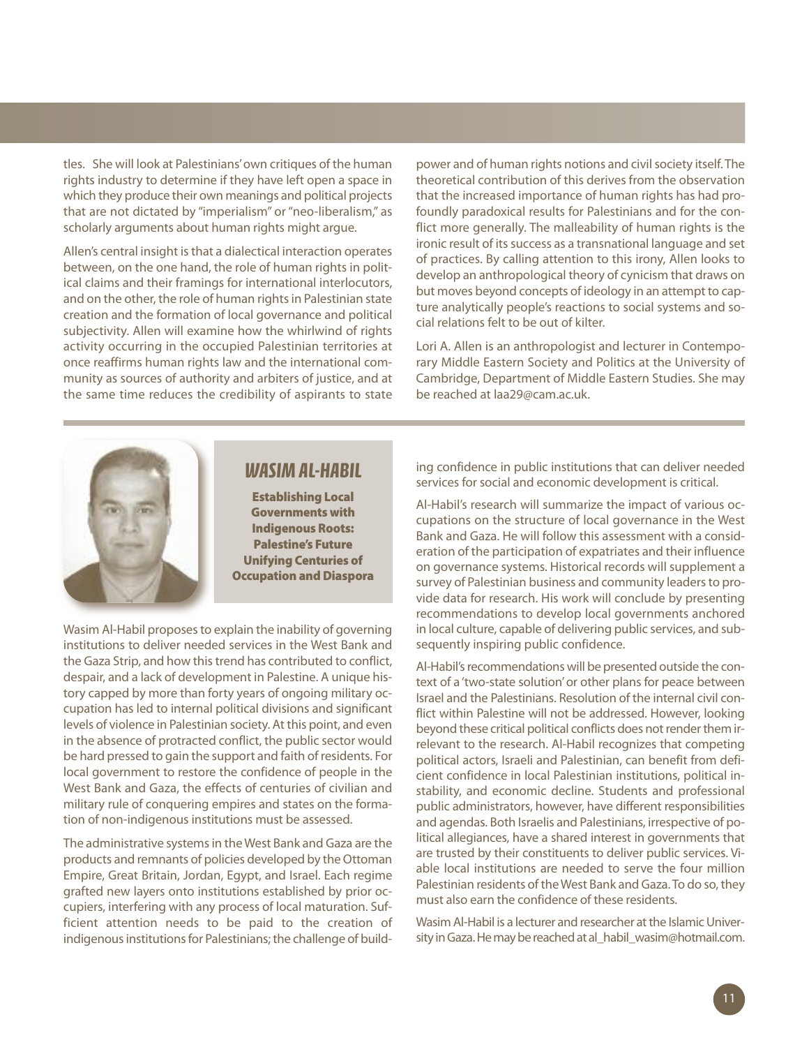tles. She will look at Palestinians' own critiques of the human rights industry to determine if they have left open a space in which they produce their own meanings and political projects that are not dictated by "imperialism" or "neo-liberalism," as scholarly arguments about human rights might argue.

Allen's central insight is that a dialectical interaction operates between, on the one hand, the role of human rights in political claims and their framings for international interlocutors, and on the other, the role of human rights in Palestinian state creation and the formation of local governance and political subjectivity. Allen will examine how the whirlwind of rights activity occurring in the occupied Palestinian territories at once reaffirms human rights law and the international community as sources of authority and arbiters of justice, and at the same time reduces the credibility of aspirants to state power and of human rights notions and civil society itself. The theoretical contribution of this derives from the observation that the increased importance of human rights has had profoundly paradoxical results for Palestinians and for the conflict more generally. The malleability of human rights is the ironic result of its success as a transnational language and set of practices. By calling attention to this irony, Allen looks to develop an anthropological theory of cynicism that draws on but moves beyond concepts of ideology in an attempt to capture analytically people's reactions to social systems and social relations felt to be out of kilter.

Lori A. Allen is an anthropologist and lecturer in Contemporary Middle Eastern Society and Politics at the University of Cambridge, Department of Middle Eastern Studies. She may be reached at laa29@cam.ac.uk.

## WASIM AL-HABIL

**Establishing Local Governments with Indigenous Roots: Palestine's Future Unifying Centuries of Occupation and Diaspora**

Wasim Al-Habil proposes to explain the inability of governing institutions to deliver needed services in the West Bank and the Gaza Strip, and how this trend has contributed to conflict, despair, and a lack of development in Palestine. A unique history capped by more than forty years of ongoing military occupation has led to internal political divisions and significant levels of violence in Palestinian society. At this point, and even in the absence of protracted conflict, the public sector would be hard pressed to gain the support and faith of residents. For local government to restore the confidence of people in the West Bank and Gaza, the effects of centuries of civilian and military rule of conquering empires and states on the formation of non-indigenous institutions must be assessed.

The administrative systems in the West Bank and Gaza are the products and remnants of policies developed by the Ottoman Empire, Great Britain, Jordan, Egypt, and Israel. Each regime grafted new layers onto institutions established by prior occupiers, interfering with any process of local maturation. Sufficient attention needs to be paid to the creation of indigenous institutions for Palestinians; the challenge of building confidence in public institutions that can deliver needed services for social and economic development is critical.

Al-Habil's research will summarize the impact of various occupations on the structure of local governance in the West Bank and Gaza. He will follow this assessment with a consideration of the participation of expatriates and their influence on governance systems. Historical records will supplement a survey of Palestinian business and community leaders to provide data for research. His work will conclude by presenting recommendations to develop local governments anchored in local culture, capable of delivering public services, and subsequently inspiring public confidence.

Al-Habil's recommendations will be presented outside the context of a 'two-state solution' or other plans for peace between Israel and the Palestinians. Resolution of the internal civil conflict within Palestine will not be addressed. However, looking beyond these critical political conflicts does not render them irrelevant to the research. Al-Habil recognizes that competing political actors, Israeli and Palestinian, can benefit from deficient confidence in local Palestinian institutions, political instability, and economic decline. Students and professional public administrators, however, have different responsibilities and agendas. Both Israelis and Palestinians, irrespective of political allegiances, have a shared interest in governments that are trusted by their constituents to deliver public services. Viable local institutions are needed to serve the four million Palestinian residents of the West Bank and Gaza. To do so, they must also earn the confidence of these residents.

Wasim Al-Habil is a lecturer and researcher at the Islamic University in Gaza. He may be reached at al_habil_wasim@hotmail.com.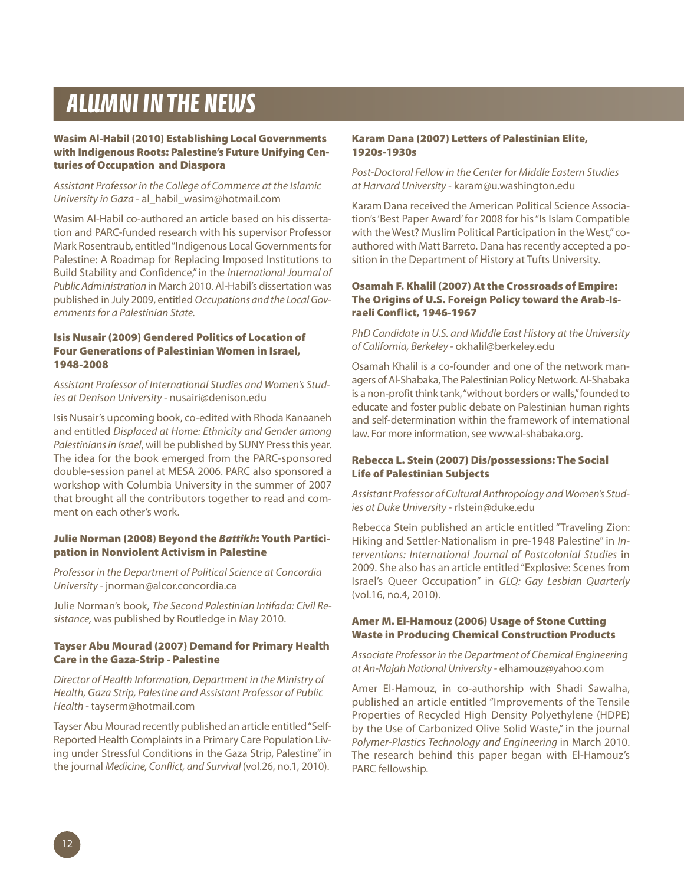# ALUMNI IN THE NEWS

### Wasim Al-Habil (2010) Establishing Local Governments with Indigenous Roots: Palestine's Future Unifying Centuries of Occupation and Diaspora

*Assistant Professor in the College of Commerce at the Islamic University in Gaza* - al_habil_wasim@hotmail.com

Wasim Al-Habil co-authored an article based on his dissertation and PARC-funded research with his supervisor Professor Mark Rosentraub, entitled "Indigenous Local Governments for Palestine: A Roadmap for Replacing Imposed Institutions to Build Stability and Confidence," in the *International Journal of Public Administration* in March 2010. Al-Habil's dissertation was published in July 2009, entitled *Occupations and the Local Governments for a Palestinian State.*

### Isis Nusair (2009) Gendered Politics of Location of Four Generations of Palestinian Women in Israel, 1948-2008

*Assistant Professor of International Studies and Women's Studies at Denison University* - nusairi@denison.edu

Isis Nusair's upcoming book, co-edited with Rhoda Kanaaneh and entitled *Displaced at Home: Ethnicity and Gender among Palestinians in Israel*, will be published by SUNY Press this year. The idea for the book emerged from the PARC-sponsored double-session panel at MESA 2006. PARC also sponsored a workshop with Columbia University in the summer of 2007 that brought all the contributors together to read and comment on each other's work.

### Julie Norman (2008) Beyond the *Battikh*: Youth Participation in Nonviolent Activism in Palestine

*Professor in the Department of Political Science at Concordia University* - jnorman@alcor.concordia.ca

Julie Norman's book, *The Second Palestinian Intifada: Civil Resistance,* was published by Routledge in May 2010.

### Tayser Abu Mourad (2007) Demand for Primary Health Care in the Gaza-Strip - Palestine

*Director of Health Information, Department in the Ministry of Health, Gaza Strip, Palestine and Assistant Professor of Public Health* - tayserm@hotmail.com

Tayser Abu Mourad recently published an article entitled "Self-Reported Health Complaints in a Primary Care Population Living under Stressful Conditions in the Gaza Strip, Palestine" in the journal *Medicine, Conflict, and Survival* (vol.26, no.1, 2010).

### Karam Dana (2007) Letters of Palestinian Elite, 1920s-1930s

*Post-Doctoral Fellow in the Center for Middle Eastern Studies at Harvard University* - karam@u.washington.edu

Karam Dana received the American Political Science Association's 'Best Paper Award' for 2008 for his "Is Islam Compatible with the West? Muslim Political Participation in the West," co-authored with Matt Barreto. Dana has recently accepted a position in the Department of History at Tufts University.

### Osamah F. Khalil (2007) At the Crossroads of Empire: The Origins of U.S. Foreign Policy toward the Arab-Israeli Conflict, 1946-1967

*PhD Candidate in U.S. and Middle East History at the University of California, Berkeley* - okhalil@berkeley.edu

Osamah Khalil is a co-founder and one of the network managers of Al-Shabaka, The Palestinian Policy Network. Al-Shabaka is a non-profit think tank, "without borders or walls," founded to educate and foster public debate on Palestinian human rights and self-determination within the framework of international law. For more information, see www.al-shabaka.org.

### Rebecca L. Stein (2007) Dis/possessions: The Social Life of Palestinian Subjects

*Assistant Professor of Cultural Anthropology and Women's Studies at Duke University* - rlstein@duke.edu

Rebecca Stein published an article entitled "Traveling Zion: Hiking and Settler-Nationalism in pre-1948 Palestine" in *Interventions: International Journal of Postcolonial Studies* in 2009. She also has an article entitled "Explosive: Scenes from Israel's Queer Occupation" in *GLQ: Gay Lesbian Quarterly* (vol.16, no.4, 2010).

### Amer M. El-Hamouz (2006) Usage of Stone Cutting Waste in Producing Chemical Construction Products

*Associate Professor in the Department of Chemical Engineering at An-Najah National University* - elhamouz@yahoo.com

Amer El-Hamouz, in co-authorship with Shadi Sawalha, published an article entitled "Improvements of the Tensile Properties of Recycled High Density Polyethylene (HDPE) by the Use of Carbonized Olive Solid Waste," in the journal *Polymer-Plastics Technology and Engineering* in March 2010. The research behind this paper began with El-Hamouz's PARC fellowship.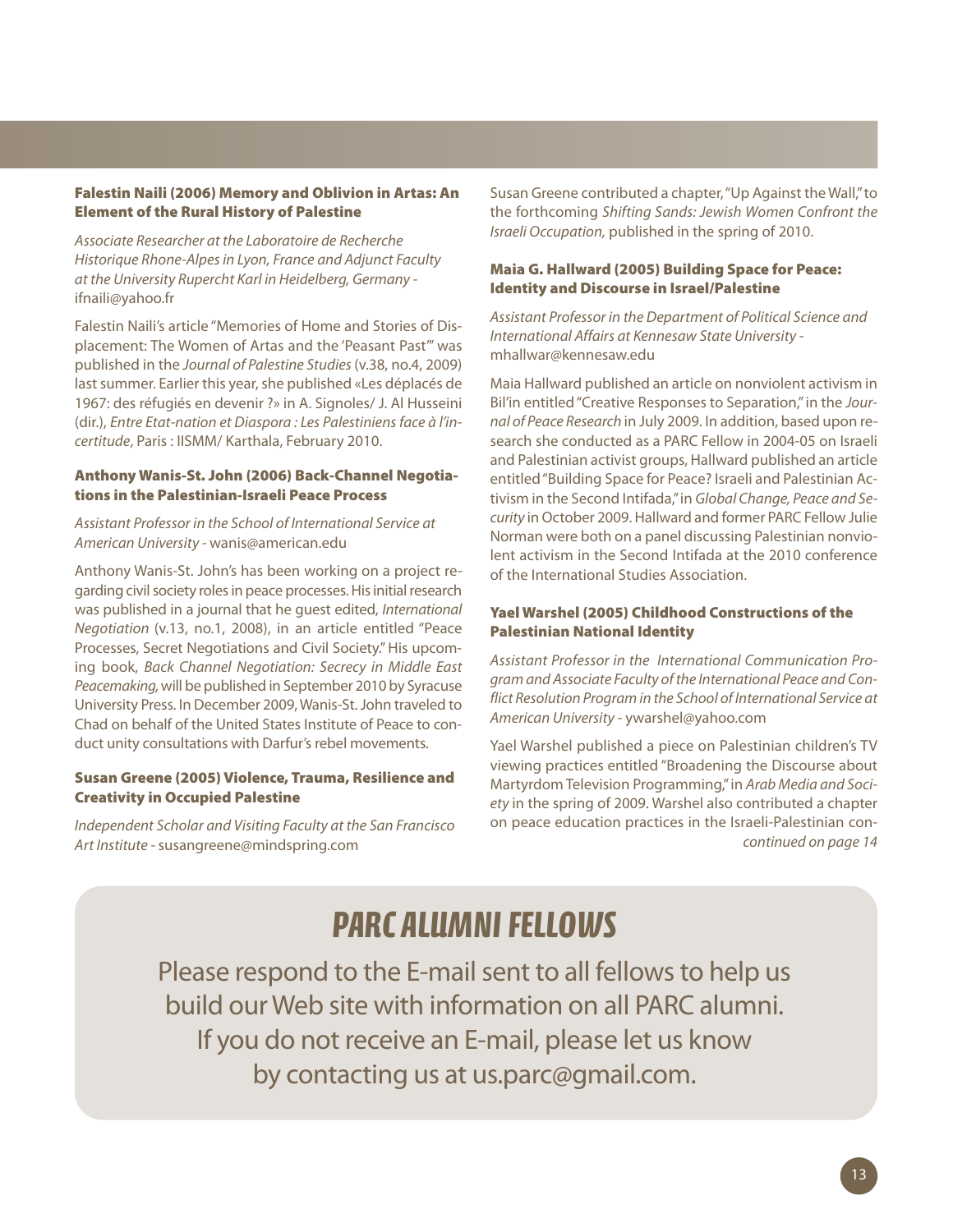### Falestin Naili (2006) Memory and Oblivion in Artas: An Element of the Rural History of Palestine

*Associate Researcher at the Laboratoire de Recherche Historique Rhone-Alpes in Lyon, France and Adjunct Faculty at the University Rupercht Karl in Heidelberg, Germany* - ifnaili@yahoo.fr

Falestin Naili's article "Memories of Home and Stories of Displacement: The Women of Artas and the 'Peasant Past'" was published in the *Journal of Palestine Studies* (v.38, no.4, 2009) last summer. Earlier this year, she published «Les déplacés de 1967: des réfugiés en devenir ?» in A. Signoles/ J. Al Husseini (dir.), *Entre Etat-nation et Diaspora : Les Palestiniens face à l'incertitude*, Paris : IISMM/ Karthala, February 2010.

### Anthony Wanis-St. John (2006) Back-Channel Negotiations in the Palestinian-Israeli Peace Process

*Assistant Professor in the School of International Service at American University* - wanis@american.edu

Anthony Wanis-St. John's has been working on a project regarding civil society roles in peace processes. His initial research was published in a journal that he guest edited, *International Negotiation* (v.13, no.1, 2008), in an article entitled "Peace Processes, Secret Negotiations and Civil Society." His upcoming book, *Back Channel Negotiation: Secrecy in Middle East Peacemaking*, will be published in September 2010 by Syracuse University Press. In December 2009, Wanis-St. John traveled to Chad on behalf of the United States Institute of Peace to conduct unity consultations with Darfur's rebel movements.

### Susan Greene (2005) Violence, Trauma, Resilience and Creativity in Occupied Palestine

*Independent Scholar and Visiting Faculty at the San Francisco Art Institute* - susangreene@mindspring.com

Susan Greene contributed a chapter, "Up Against the Wall," to the forthcoming *Shifting Sands: Jewish Women Confront the Israeli Occupation,* published in the spring of 2010.

### Maia G. Hallward (2005) Building Space for Peace: Identity and Discourse in Israel/Palestine

*Assistant Professor in the Department of Political Science and International Affairs at Kennesaw State University* - mhallwar@kennesaw.edu

Maia Hallward published an article on nonviolent activism in Bil'in entitled "Creative Responses to Separation," in the *Journal of Peace Research* in July 2009. In addition, based upon research she conducted as a PARC Fellow in 2004-05 on Israeli and Palestinian activist groups, Hallward published an article entitled "Building Space for Peace? Israeli and Palestinian Activism in the Second Intifada," in *Global Change, Peace and Security* in October 2009. Hallward and former PARC Fellow Julie Norman were both on a panel discussing Palestinian nonviolent activism in the Second Intifada at the 2010 conference of the International Studies Association.

### Yael Warshel (2005) Childhood Constructions of the Palestinian National Identity

*Assistant Professor in the International Communication Program and Associate Faculty of the International Peace and Conflict Resolution Program in the School of International Service at American University* - ywarshel@yahoo.com

Yael Warshel published a piece on Palestinian children's TV viewing practices entitled "Broadening the Discourse about Martyrdom Television Programming," in *Arab Media and Society* in the spring of 2009. Warshel also contributed a chapter on peace education practices in the Israeli-Palestinian con-

*continued on page 14*

## PARC ALUMNI FELLOWS

Please respond to the E-mail sent to all fellows to help us build our Web site with information on all PARC alumni. If you do not receive an E-mail, please let us know by contacting us at us.parc@gmail.com.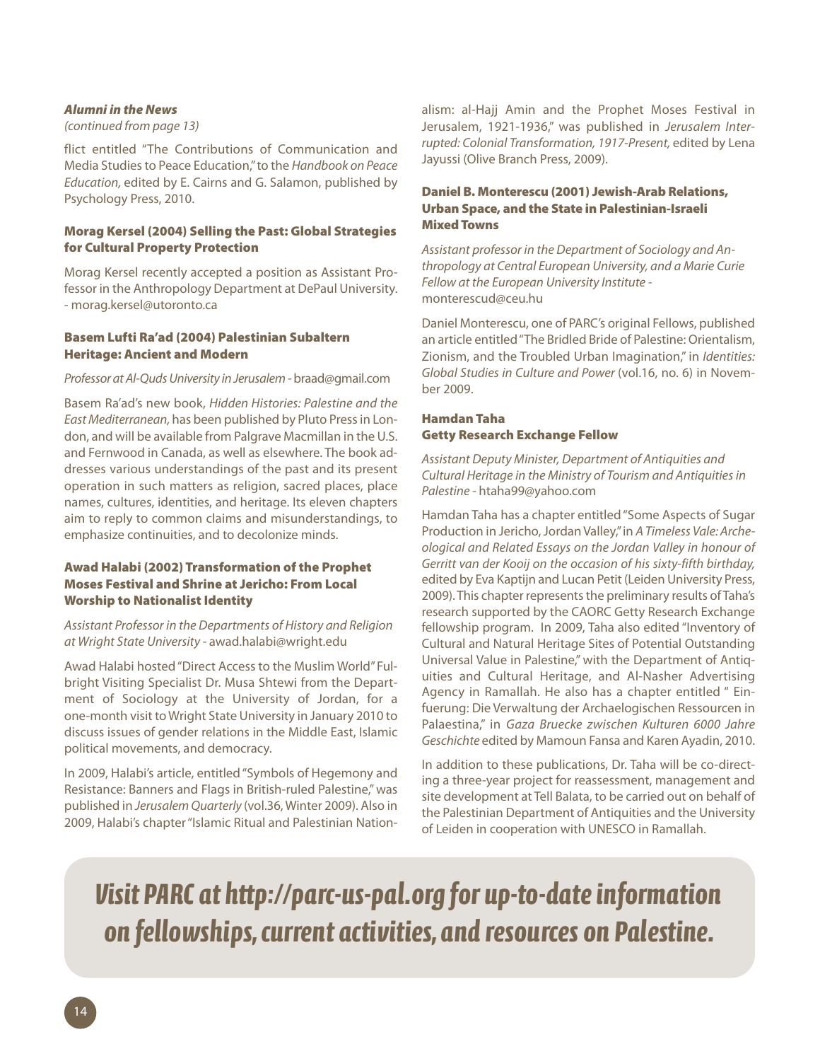***Alumni in the News***

*(continued from page 13)*

flict entitled "The Contributions of Communication and Media Studies to Peace Education," to the *Handbook on Peace Education,* edited by E. Cairns and G. Salamon, published by Psychology Press, 2010.

### Morag Kersel (2004) Selling the Past: Global Strategies for Cultural Property Protection

Morag Kersel recently accepted a position as Assistant Professor in the Anthropology Department at DePaul University. - morag.kersel@utoronto.ca

### Basem Lufti Ra'ad (2004) Palestinian Subaltern Heritage: Ancient and Modern

*Professor at Al-Quds University in Jerusalem* - braad@gmail.com

Basem Ra'ad's new book, *Hidden Histories: Palestine and the East Mediterranean,* has been published by Pluto Press in London, and will be available from Palgrave Macmillan in the U.S. and Fernwood in Canada, as well as elsewhere. The book addresses various understandings of the past and its present operation in such matters as religion, sacred places, place names, cultures, identities, and heritage. Its eleven chapters aim to reply to common claims and misunderstandings, to emphasize continuities, and to decolonize minds.

### Awad Halabi (2002) Transformation of the Prophet Moses Festival and Shrine at Jericho: From Local Worship to Nationalist Identity

*Assistant Professor in the Departments of History and Religion at Wright State University* - awad.halabi@wright.edu

Awad Halabi hosted "Direct Access to the Muslim World" Fulbright Visiting Specialist Dr. Musa Shtewi from the Department of Sociology at the University of Jordan, for a one-month visit to Wright State University in January 2010 to discuss issues of gender relations in the Middle East, Islamic political movements, and democracy.

In 2009, Halabi's article, entitled "Symbols of Hegemony and Resistance: Banners and Flags in British-ruled Palestine," was published in *Jerusalem Quarterly* (vol.36, Winter 2009). Also in 2009, Halabi's chapter "Islamic Ritual and Palestinian Nationalism: al-Hajj Amin and the Prophet Moses Festival in Jerusalem, 1921-1936," was published in *Jerusalem Interrupted: Colonial Transformation, 1917-Present,* edited by Lena Jayussi (Olive Branch Press, 2009).

### Daniel B. Monterescu (2001) Jewish-Arab Relations, Urban Space, and the State in Palestinian-Israeli Mixed Towns

*Assistant professor in the Department of Sociology and Anthropology at Central European University, and a Marie Curie Fellow at the European University Institute* - monterescud@ceu.hu

Daniel Monterescu, one of PARC's original Fellows, published an article entitled "The Bridled Bride of Palestine: Orientalism, Zionism, and the Troubled Urban Imagination," in *Identities: Global Studies in Culture and Power* (vol.16, no. 6) in November 2009.

### Hamdan Taha
### Getty Research Exchange Fellow

*Assistant Deputy Minister, Department of Antiquities and Cultural Heritage in the Ministry of Tourism and Antiquities in Palestine* - htaha99@yahoo.com

Hamdan Taha has a chapter entitled "Some Aspects of Sugar Production in Jericho, Jordan Valley," in *A Timeless Vale: Archeological and Related Essays on the Jordan Valley in honour of Gerritt van der Kooij on the occasion of his sixty-fifth birthday,* edited by Eva Kaptijn and Lucan Petit (Leiden University Press, 2009). This chapter represents the preliminary results of Taha's research supported by the CAORC Getty Research Exchange fellowship program. In 2009, Taha also edited "Inventory of Cultural and Natural Heritage Sites of Potential Outstanding Universal Value in Palestine," with the Department of Antiquities and Cultural Heritage, and Al-Nasher Advertising Agency in Ramallah. He also has a chapter entitled " Einfuerung: Die Verwaltung der Archaelogischen Ressourcen in Palaestina," in *Gaza Bruecke zwischen Kulturen 6000 Jahre Geschichte* edited by Mamoun Fansa and Karen Ayadin, 2010.

In addition to these publications, Dr. Taha will be co-directing a three-year project for reassessment, management and site development at Tell Balata, to be carried out on behalf of the Palestinian Department of Antiquities and the University of Leiden in cooperation with UNESCO in Ramallah.

***Visit PARC at http://parc-us-pal.org for up-to-date information on fellowships, current activities, and resources on Palestine.***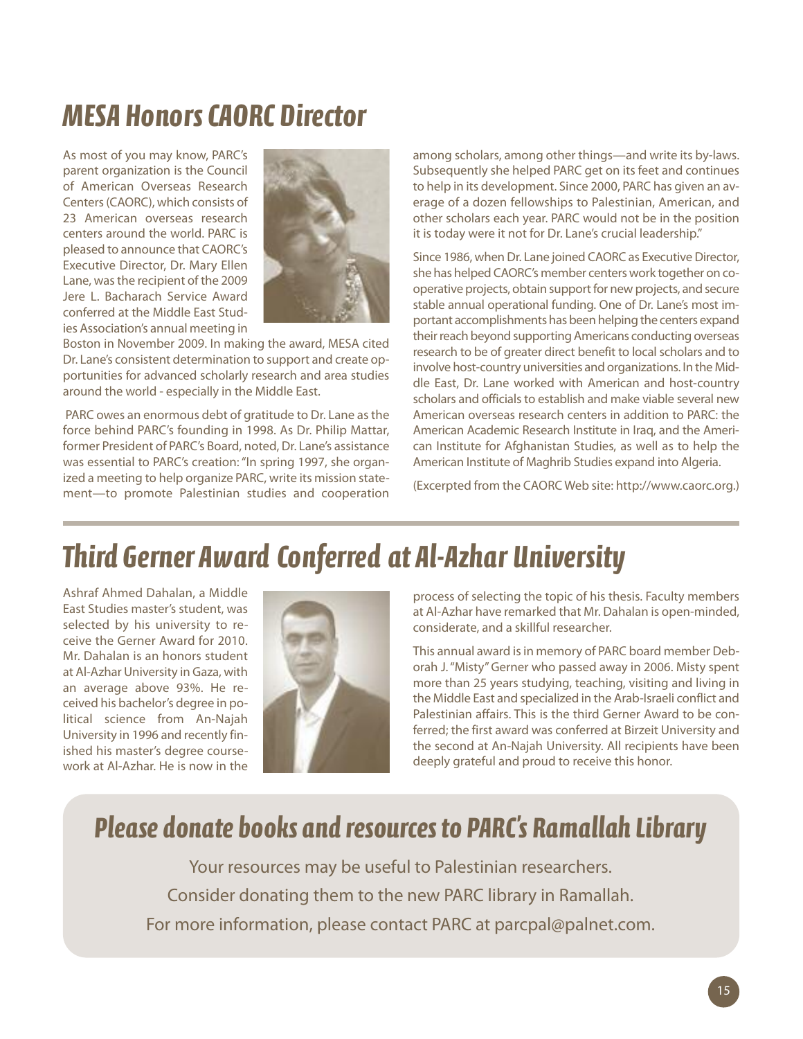# MESA Honors CAORC Director

As most of you may know, PARC's parent organization is the Council of American Overseas Research Centers (CAORC), which consists of 23 American overseas research centers around the world. PARC is pleased to announce that CAORC's Executive Director, Dr. Mary Ellen Lane, was the recipient of the 2009 Jere L. Bacharach Service Award conferred at the Middle East Studies Association's annual meeting in Boston in November 2009. In making the award, MESA cited Dr. Lane's consistent determination to support and create opportunities for advanced scholarly research and area studies around the world - especially in the Middle East.

PARC owes an enormous debt of gratitude to Dr. Lane as the force behind PARC's founding in 1998. As Dr. Philip Mattar, former President of PARC's Board, noted, Dr. Lane's assistance was essential to PARC's creation: "In spring 1997, she organized a meeting to help organize PARC, write its mission statement—to promote Palestinian studies and cooperation among scholars, among other things—and write its by-laws. Subsequently she helped PARC get on its feet and continues to help in its development. Since 2000, PARC has given an average of a dozen fellowships to Palestinian, American, and other scholars each year. PARC would not be in the position it is today were it not for Dr. Lane's crucial leadership."

Since 1986, when Dr. Lane joined CAORC as Executive Director, she has helped CAORC's member centers work together on cooperative projects, obtain support for new projects, and secure stable annual operational funding. One of Dr. Lane's most important accomplishments has been helping the centers expand their reach beyond supporting Americans conducting overseas research to be of greater direct benefit to local scholars and to involve host-country universities and organizations. In the Middle East, Dr. Lane worked with American and host-country scholars and officials to establish and make viable several new American overseas research centers in addition to PARC: the American Academic Research Institute in Iraq, and the American Institute for Afghanistan Studies, as well as to help the American Institute of Maghrib Studies expand into Algeria.

(Excerpted from the CAORC Web site: http://www.caorc.org.)

# Third Gerner Award Conferred at Al-Azhar University

Ashraf Ahmed Dahalan, a Middle East Studies master's student, was selected by his university to receive the Gerner Award for 2010. Mr. Dahalan is an honors student at Al-Azhar University in Gaza, with an average above 93%. He received his bachelor's degree in political science from An-Najah University in 1996 and recently finished his master's degree coursework at Al-Azhar. He is now in the process of selecting the topic of his thesis. Faculty members at Al-Azhar have remarked that Mr. Dahalan is open-minded, considerate, and a skillful researcher.

This annual award is in memory of PARC board member Deborah J. "Misty" Gerner who passed away in 2006. Misty spent more than 25 years studying, teaching, visiting and living in the Middle East and specialized in the Arab-Israeli conflict and Palestinian affairs. This is the third Gerner Award to be conferred; the first award was conferred at Birzeit University and the second at An-Najah University. All recipients have been deeply grateful and proud to receive this honor.

## Please donate books and resources to PARC's Ramallah Library

Your resources may be useful to Palestinian researchers.

Consider donating them to the new PARC library in Ramallah.

For more information, please contact PARC at parcpal@palnet.com.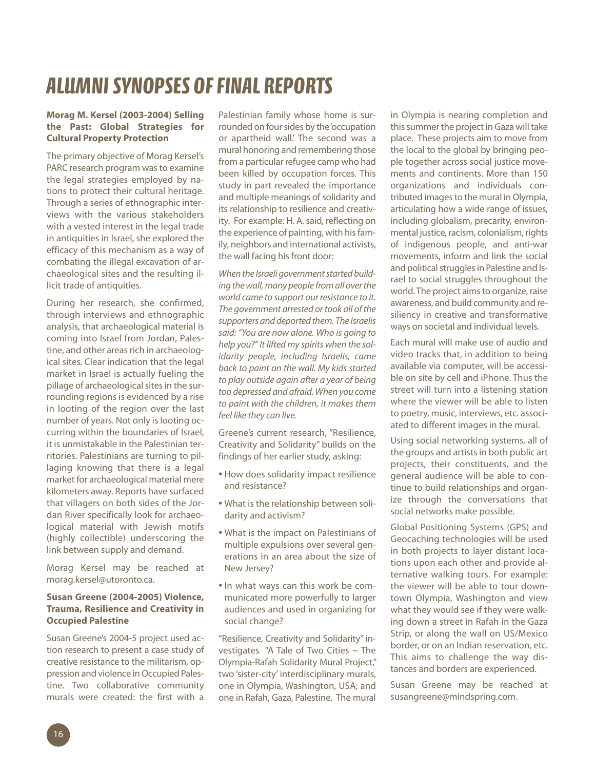# ALUMNI SYNOPSES OF FINAL REPORTS

**Morag M. Kersel (2003-2004) Selling the Past: Global Strategies for Cultural Property Protection**

The primary objective of Morag Kersel's PARC research program was to examine the legal strategies employed by nations to protect their cultural heritage. Through a series of ethnographic interviews with the various stakeholders with a vested interest in the legal trade in antiquities in Israel, she explored the efficacy of this mechanism as a way of combating the illegal excavation of archaeological sites and the resulting illicit trade of antiquities.

During her research, she confirmed, through interviews and ethnographic analysis, that archaeological material is coming into Israel from Jordan, Palestine, and other areas rich in archaeological sites. Clear indication that the legal market in Israel is actually fueling the pillage of archaeological sites in the surrounding regions is evidenced by a rise in looting of the region over the last number of years. Not only is looting occurring within the boundaries of Israel, it is unmistakable in the Palestinian territories. Palestinians are turning to pillaging knowing that there is a legal market for archaeological material mere kilometers away. Reports have surfaced that villagers on both sides of the Jordan River specifically look for archaeological material with Jewish motifs (highly collectible) underscoring the link between supply and demand.

Morag Kersel may be reached at morag.kersel@utoronto.ca.

**Susan Greene (2004-2005) Violence, Trauma, Resilience and Creativity in Occupied Palestine**

Susan Greene's 2004-5 project used action research to present a case study of creative resistance to the militarism, oppression and violence in Occupied Palestine. Two collaborative community murals were created: the first with a Palestinian family whose home is surrounded on four sides by the 'occupation or apartheid wall.' The second was a mural honoring and remembering those from a particular refugee camp who had been killed by occupation forces. This study in part revealed the importance and multiple meanings of solidarity and its relationship to resilience and creativity. For example: H. A. said, reflecting on the experience of painting, with his family, neighbors and international activists, the wall facing his front door:

*When the Israeli government started building the wall, many people from all over the world came to support our resistance to it. The government arrested or took all of the supporters and deported them. The Israelis said: "You are now alone. Who is going to help you?" It lifted my spirits when the solidarity people, including Israelis, came back to paint on the wall. My kids started to play outside again after a year of being too depressed and afraid. When you come to paint with the children, it makes them feel like they can live.*

Greene's current research, "Resilience, Creativity and Solidarity" builds on the findings of her earlier study, asking:

- How does solidarity impact resilience and resistance?
- What is the relationship between solidarity and activism?
- What is the impact on Palestinians of multiple expulsions over several generations in an area about the size of New Jersey?
- In what ways can this work be communicated more powerfully to larger audiences and used in organizing for social change?

"Resilience, Creativity and Solidarity" investigates "A Tale of Two Cities ~ The Olympia-Rafah Solidarity Mural Project," two 'sister-city' interdisciplinary murals, one in Olympia, Washington, USA; and one in Rafah, Gaza, Palestine. The mural in Olympia is nearing completion and this summer the project in Gaza will take place. These projects aim to move from the local to the global by bringing people together across social justice movements and continents. More than 150 organizations and individuals contributed images to the mural in Olympia, articulating how a wide range of issues, including globalism, precarity, environmental justice, racism, colonialism, rights of indigenous people, and anti-war movements, inform and link the social and political struggles in Palestine and Israel to social struggles throughout the world. The project aims to organize, raise awareness, and build community and resiliency in creative and transformative ways on societal and individual levels.

Each mural will make use of audio and video tracks that, in addition to being available via computer, will be accessible on site by cell and iPhone. Thus the street will turn into a listening station where the viewer will be able to listen to poetry, music, interviews, etc. associated to different images in the mural.

Using social networking systems, all of the groups and artists in both public art projects, their constituents, and the general audience will be able to continue to build relationships and organize through the conversations that social networks make possible.

Global Positioning Systems (GPS) and Geocaching technologies will be used in both projects to layer distant locations upon each other and provide alternative walking tours. For example: the viewer will be able to tour downtown Olympia, Washington and view what they would see if they were walking down a street in Rafah in the Gaza Strip, or along the wall on US/Mexico border, or on an Indian reservation, etc. This aims to challenge the way distances and borders are experienced.

Susan Greene may be reached at susangreene@mindspring.com.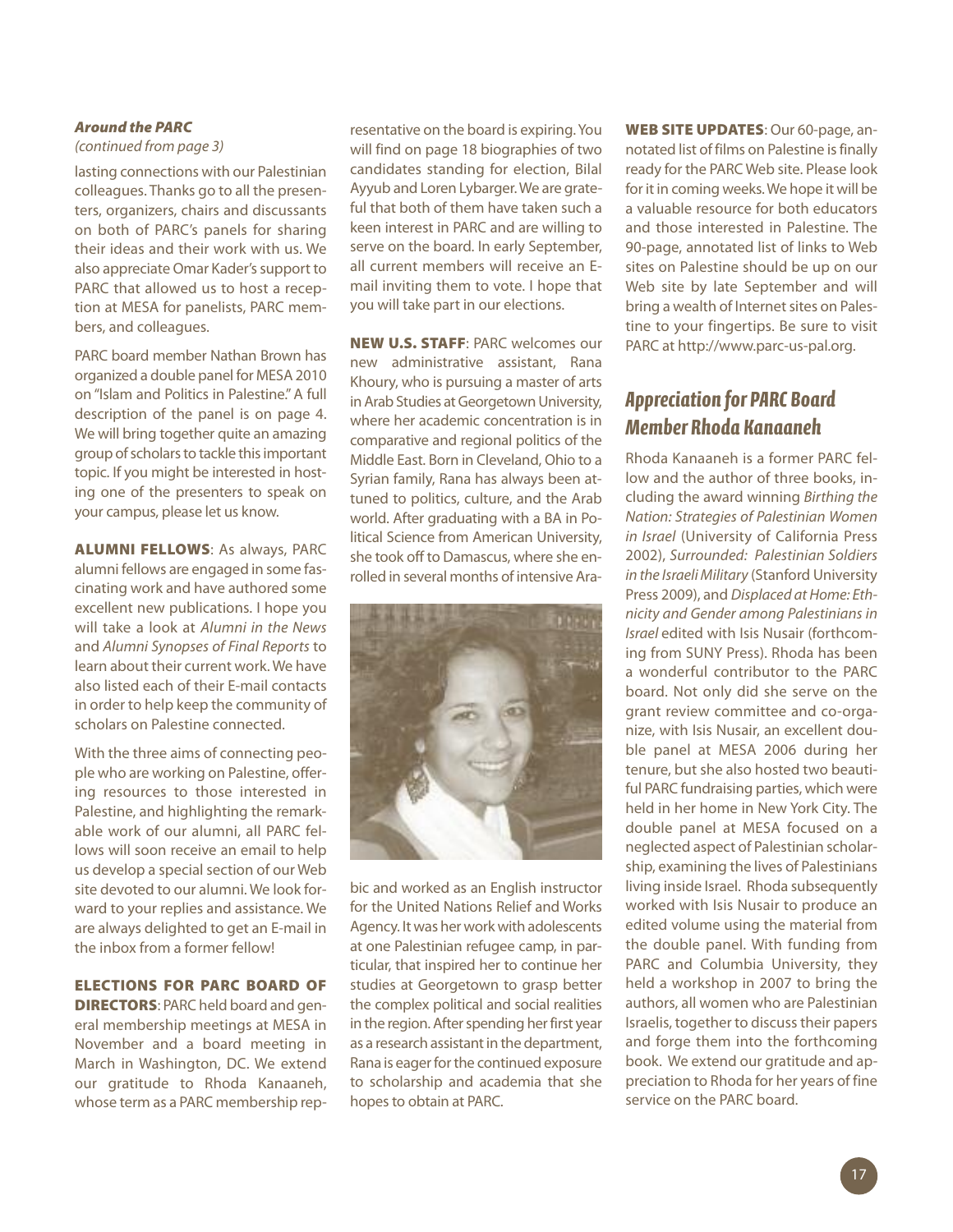### *Around the PARC*

*(continued from page 3)*

lasting connections with our Palestinian colleagues. Thanks go to all the presenters, organizers, chairs and discussants on both of PARC's panels for sharing their ideas and their work with us. We also appreciate Omar Kader's support to PARC that allowed us to host a reception at MESA for panelists, PARC members, and colleagues.

PARC board member Nathan Brown has organized a double panel for MESA 2010 on "Islam and Politics in Palestine." A full description of the panel is on page 4. We will bring together quite an amazing group of scholars to tackle this important topic. If you might be interested in hosting one of the presenters to speak on your campus, please let us know.

**ALUMNI FELLOWS**: As always, PARC alumni fellows are engaged in some fascinating work and have authored some excellent new publications. I hope you will take a look at *Alumni in the News* and *Alumni Synopses of Final Reports* to learn about their current work. We have also listed each of their E-mail contacts in order to help keep the community of scholars on Palestine connected.

With the three aims of connecting people who are working on Palestine, offering resources to those interested in Palestine, and highlighting the remarkable work of our alumni, all PARC fellows will soon receive an email to help us develop a special section of our Web site devoted to our alumni. We look forward to your replies and assistance. We are always delighted to get an E-mail in the inbox from a former fellow!

**ELECTIONS FOR PARC BOARD OF DIRECTORS**: PARC held board and general membership meetings at MESA in November and a board meeting in March in Washington, DC. We extend our gratitude to Rhoda Kanaaneh, whose term as a PARC membership representative on the board is expiring. You will find on page 18 biographies of two candidates standing for election, Bilal Ayyub and Loren Lybarger. We are grateful that both of them have taken such a keen interest in PARC and are willing to serve on the board. In early September, all current members will receive an E-mail inviting them to vote. I hope that you will take part in our elections.

**NEW U.S. STAFF**: PARC welcomes our new administrative assistant, Rana Khoury, who is pursuing a master of arts in Arab Studies at Georgetown University, where her academic concentration is in comparative and regional politics of the Middle East. Born in Cleveland, Ohio to a Syrian family, Rana has always been attuned to politics, culture, and the Arab world. After graduating with a BA in Political Science from American University, she took off to Damascus, where she enrolled in several months of intensive Arabic and worked as an English instructor for the United Nations Relief and Works Agency. It was her work with adolescents at one Palestinian refugee camp, in particular, that inspired her to continue her studies at Georgetown to grasp better the complex political and social realities in the region. After spending her first year as a research assistant in the department, Rana is eager for the continued exposure to scholarship and academia that she hopes to obtain at PARC.

**WEB SITE UPDATES**: Our 60-page, annotated list of films on Palestine is finally ready for the PARC Web site. Please look for it in coming weeks. We hope it will be a valuable resource for both educators and those interested in Palestine. The 90-page, annotated list of links to Web sites on Palestine should be up on our Web site by late September and will bring a wealth of Internet sites on Palestine to your fingertips. Be sure to visit PARC at http://www.parc-us-pal.org.

## *Appreciation for PARC Board Member Rhoda Kanaaneh*

Rhoda Kanaaneh is a former PARC fellow and the author of three books, including the award winning *Birthing the Nation: Strategies of Palestinian Women in Israel* (University of California Press 2002), *Surrounded: Palestinian Soldiers in the Israeli Military* (Stanford University Press 2009), and *Displaced at Home: Ethnicity and Gender among Palestinians in Israel* edited with Isis Nusair (forthcoming from SUNY Press). Rhoda has been a wonderful contributor to the PARC board. Not only did she serve on the grant review committee and co-organize, with Isis Nusair, an excellent double panel at MESA 2006 during her tenure, but she also hosted two beautiful PARC fundraising parties, which were held in her home in New York City. The double panel at MESA focused on a neglected aspect of Palestinian scholarship, examining the lives of Palestinians living inside Israel. Rhoda subsequently worked with Isis Nusair to produce an edited volume using the material from the double panel. With funding from PARC and Columbia University, they held a workshop in 2007 to bring the authors, all women who are Palestinian Israelis, together to discuss their papers and forge them into the forthcoming book. We extend our gratitude and appreciation to Rhoda for her years of fine service on the PARC board.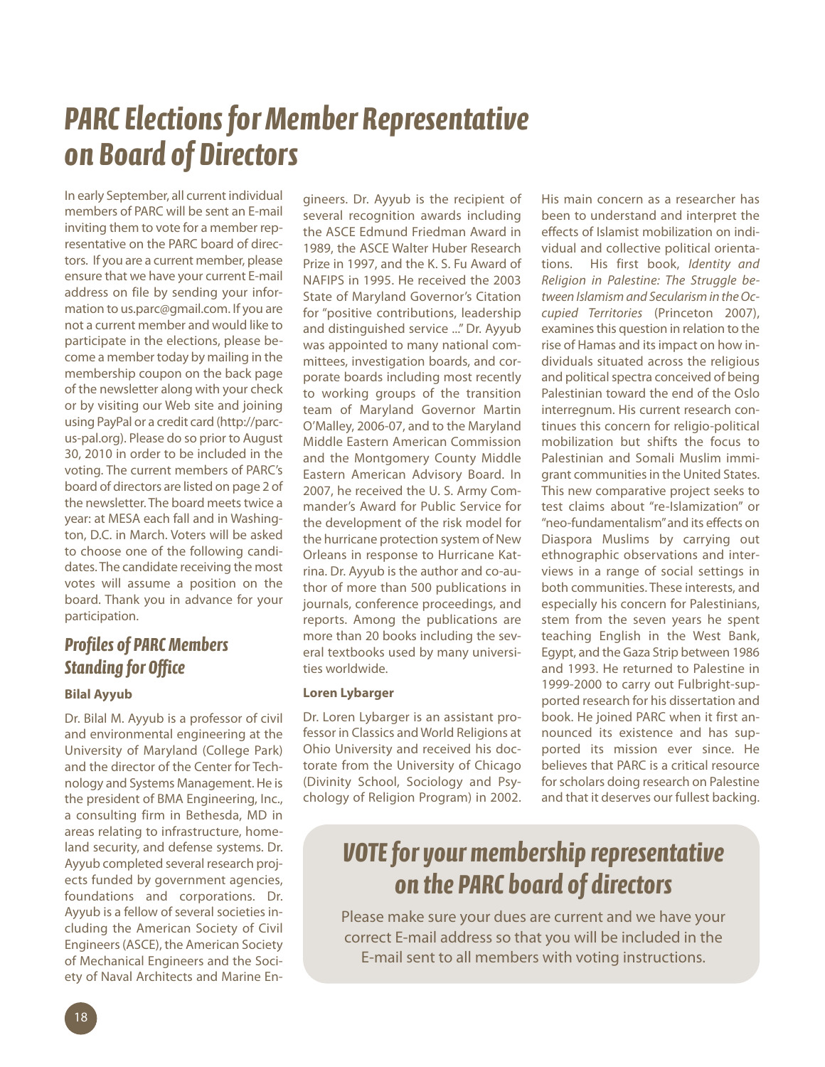# PARC Elections for Member Representative on Board of Directors

In early September, all current individual members of PARC will be sent an E-mail inviting them to vote for a member representative on the PARC board of directors. If you are a current member, please ensure that we have your current E-mail address on file by sending your information to us.parc@gmail.com. If you are not a current member and would like to participate in the elections, please become a member today by mailing in the membership coupon on the back page of the newsletter along with your check or by visiting our Web site and joining using PayPal or a credit card (http://parc-us-pal.org). Please do so prior to August 30, 2010 in order to be included in the voting. The current members of PARC's board of directors are listed on page 2 of the newsletter. The board meets twice a year: at MESA each fall and in Washington, D.C. in March. Voters will be asked to choose one of the following candidates. The candidate receiving the most votes will assume a position on the board. Thank you in advance for your participation.

## Profiles of PARC Members Standing for Office

### Bilal Ayyub

Dr. Bilal M. Ayyub is a professor of civil and environmental engineering at the University of Maryland (College Park) and the director of the Center for Technology and Systems Management. He is the president of BMA Engineering, Inc., a consulting firm in Bethesda, MD in areas relating to infrastructure, homeland security, and defense systems. Dr. Ayyub completed several research projects funded by government agencies, foundations and corporations. Dr. Ayyub is a fellow of several societies including the American Society of Civil Engineers (ASCE), the American Society of Mechanical Engineers and the Society of Naval Architects and Marine Engineers. Dr. Ayyub is the recipient of several recognition awards including the ASCE Edmund Friedman Award in 1989, the ASCE Walter Huber Research Prize in 1997, and the K. S. Fu Award of NAFIPS in 1995. He received the 2003 State of Maryland Governor's Citation for "positive contributions, leadership and distinguished service ..." Dr. Ayyub was appointed to many national committees, investigation boards, and corporate boards including most recently to working groups of the transition team of Maryland Governor Martin O'Malley, 2006-07, and to the Maryland Middle Eastern American Commission and the Montgomery County Middle Eastern American Advisory Board. In 2007, he received the U. S. Army Commander's Award for Public Service for the development of the risk model for the hurricane protection system of New Orleans in response to Hurricane Katrina. Dr. Ayyub is the author and co-author of more than 500 publications in journals, conference proceedings, and reports. Among the publications are more than 20 books including the several textbooks used by many universities worldwide.

### Loren Lybarger

Dr. Loren Lybarger is an assistant professor in Classics and World Religions at Ohio University and received his doctorate from the University of Chicago (Divinity School, Sociology and Psychology of Religion Program) in 2002. His main concern as a researcher has been to understand and interpret the effects of Islamist mobilization on individual and collective political orientations. His first book, *Identity and Religion in Palestine: The Struggle between Islamism and Secularism in the Occupied Territories* (Princeton 2007), examines this question in relation to the rise of Hamas and its impact on how individuals situated across the religious and political spectra conceived of being Palestinian toward the end of the Oslo interregnum. His current research continues this concern for religio-political mobilization but shifts the focus to Palestinian and Somali Muslim immigrant communities in the United States. This new comparative project seeks to test claims about "re-Islamization" or "neo-fundamentalism" and its effects on Diaspora Muslims by carrying out ethnographic observations and interviews in a range of social settings in both communities. These interests, and especially his concern for Palestinians, stem from the seven years he spent teaching English in the West Bank, Egypt, and the Gaza Strip between 1986 and 1993. He returned to Palestine in 1999-2000 to carry out Fulbright-supported research for his dissertation and book. He joined PARC when it first announced its existence and has supported its mission ever since. He believes that PARC is a critical resource for scholars doing research on Palestine and that it deserves our fullest backing.

## VOTE for your membership representative on the PARC board of directors

Please make sure your dues are current and we have your correct E-mail address so that you will be included in the E-mail sent to all members with voting instructions.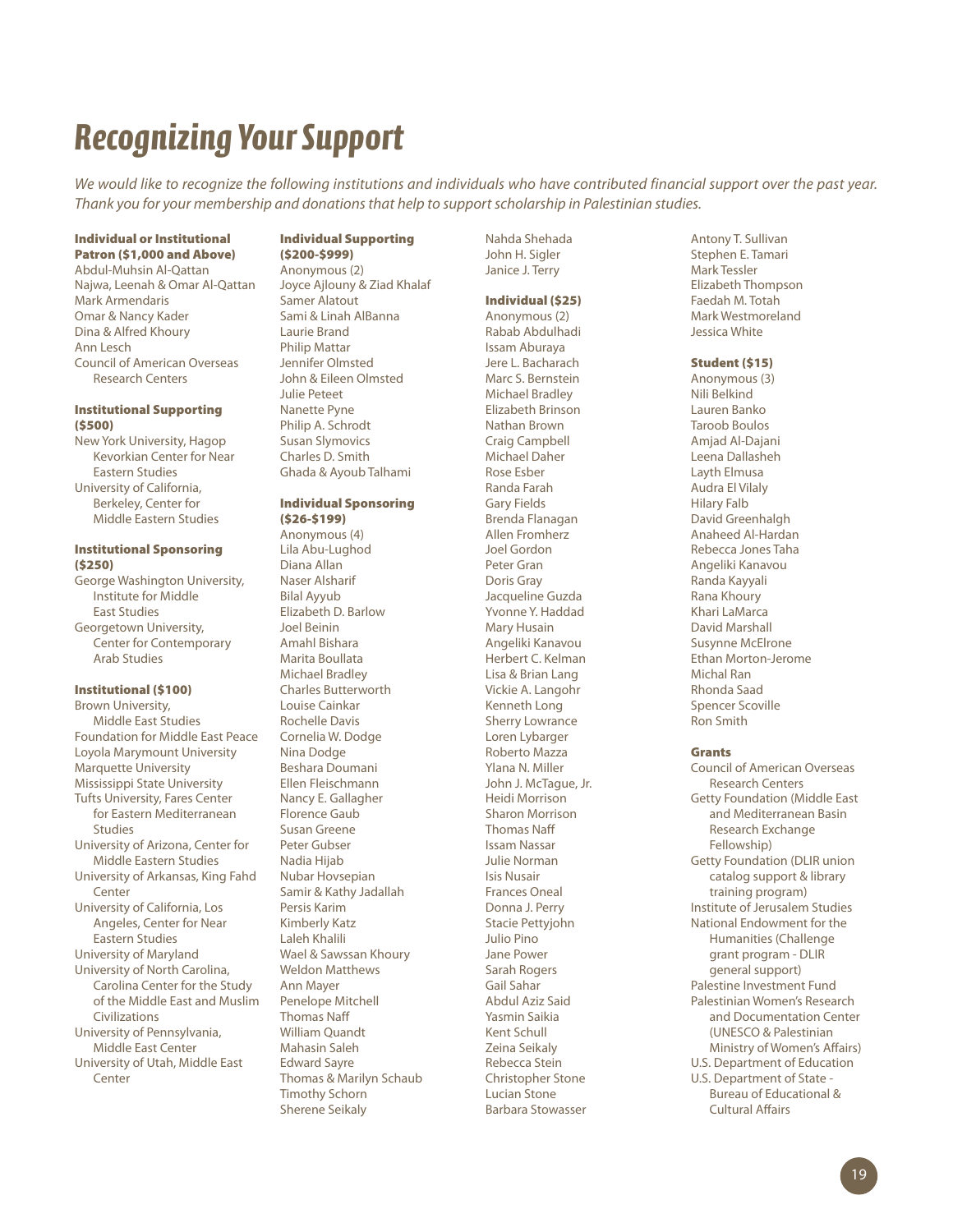# Recognizing Your Support

*We would like to recognize the following institutions and individuals who have contributed financial support over the past year. Thank you for your membership and donations that help to support scholarship in Palestinian studies.*

**Individual or Institutional Patron ($1,000 and Above)**

Abdul-Muhsin Al-Qattan
Najwa, Leenah & Omar Al-Qattan
Mark Armendaris
Omar & Nancy Kader
Dina & Alfred Khoury
Ann Lesch
Council of American Overseas Research Centers

**Institutional Supporting ($500)**

New York University, Hagop Kevorkian Center for Near Eastern Studies
University of California, Berkeley, Center for Middle Eastern Studies

**Institutional Sponsoring ($250)**

George Washington University, Institute for Middle East Studies
Georgetown University, Center for Contemporary Arab Studies

**Institutional ($100)**

Brown University, Middle East Studies
Foundation for Middle East Peace
Loyola Marymount University
Marquette University
Mississippi State University
Tufts University, Fares Center for Eastern Mediterranean Studies
University of Arizona, Center for Middle Eastern Studies
University of Arkansas, King Fahd Center
University of California, Los Angeles, Center for Near Eastern Studies
University of Maryland
University of North Carolina, Carolina Center for the Study of the Middle East and Muslim Civilizations
University of Pennsylvania, Middle East Center
University of Utah, Middle East Center

**Individual Supporting ($200-$999)**

Anonymous (2)
Joyce Ajlouny & Ziad Khalaf
Samer Alatout
Sami & Linah AlBanna
Laurie Brand
Philip Mattar
Jennifer Olmsted
John & Eileen Olmsted
Julie Peteet
Nanette Pyne
Philip A. Schrodt
Susan Slymovics
Charles D. Smith
Ghada & Ayoub Talhami

**Individual Sponsoring ($26-$199)**

Anonymous (4)
Lila Abu-Lughod
Diana Allan
Naser Alsharif
Bilal Ayyub
Elizabeth D. Barlow
Joel Beinin
Amahl Bishara
Marita Boullata
Michael Bradley
Charles Butterworth
Louise Cainkar
Rochelle Davis
Cornelia W. Dodge
Nina Dodge
Beshara Doumani
Ellen Fleischmann
Nancy E. Gallagher
Florence Gaub
Susan Greene
Peter Gubser
Nadia Hijab
Nubar Hovsepian
Samir & Kathy Jadallah
Persis Karim
Kimberly Katz
Laleh Khalili
Wael & Sawssan Khoury
Weldon Matthews
Ann Mayer
Penelope Mitchell
Thomas Naff
William Quandt
Mahasin Saleh
Edward Sayre
Thomas & Marilyn Schaub
Timothy Schorn
Sherene Seikaly
Nahda Shehada
John H. Sigler
Janice J. Terry

**Individual ($25)**

Anonymous (2)
Rabab Abdulhadi
Issam Aburaya
Jere L. Bacharach
Marc S. Bernstein
Michael Bradley
Elizabeth Brinson
Nathan Brown
Craig Campbell
Michael Daher
Rose Esber
Randa Farah
Gary Fields
Brenda Flanagan
Allen Fromherz
Joel Gordon
Peter Gran
Doris Gray
Jacqueline Guzda
Yvonne Y. Haddad
Mary Husain
Angeliki Kanavou
Herbert C. Kelman
Lisa & Brian Lang
Vickie A. Langohr
Kenneth Long
Sherry Lowrance
Loren Lybarger
Roberto Mazza
Ylana N. Miller
John J. McTague, Jr.
Heidi Morrison
Sharon Morrison
Thomas Naff
Issam Nassar
Julie Norman
Isis Nusair
Frances Oneal
Donna J. Perry
Stacie Pettyjohn
Julio Pino
Jane Power
Sarah Rogers
Gail Sahar
Abdul Aziz Said
Yasmin Saikia
Kent Schull
Zeina Seikaly
Rebecca Stein
Christopher Stone
Lucian Stone
Barbara Stowasser
Antony T. Sullivan
Stephen E. Tamari
Mark Tessler
Elizabeth Thompson
Faedah M. Totah
Mark Westmoreland
Jessica White

**Student ($15)**

Anonymous (3)
Nili Belkind
Lauren Banko
Taroob Boulos
Amjad Al-Dajani
Leena Dallasheh
Layth Elmusa
Audra El Vilaly
Hilary Falb
David Greenhalgh
Anaheed Al-Hardan
Rebecca Jones Taha
Angeliki Kanavou
Randa Kayyali
Rana Khoury
Khari LaMarca
David Marshall
Susynne McElrone
Ethan Morton-Jerome
Michal Ran
Rhonda Saad
Spencer Scoville
Ron Smith

**Grants**

Council of American Overseas Research Centers
Getty Foundation (Middle East and Mediterranean Basin Research Exchange Fellowship)
Getty Foundation (DLIR union catalog support & library training program)
Institute of Jerusalem Studies
National Endowment for the Humanities (Challenge grant program - DLIR general support)
Palestine Investment Fund
Palestinian Women's Research and Documentation Center (UNESCO & Palestinian Ministry of Women's Affairs)
U.S. Department of Education
U.S. Department of State - Bureau of Educational & Cultural Affairs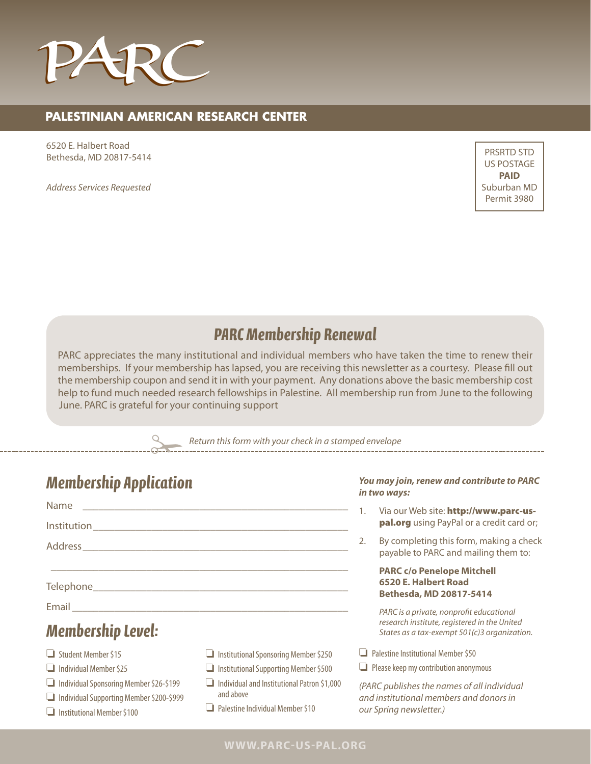# PARC

## PALESTINIAN AMERICAN RESEARCH CENTER

6520 E. Halbert Road
Bethesda, MD 20817-5414

*Address Services Requested*

PRSRTD STD
US POSTAGE
**PAID**
Suburban MD
Permit 3980

## PARC Membership Renewal

PARC appreciates the many institutional and individual members who have taken the time to renew their memberships. If your membership has lapsed, you are receiving this newsletter as a courtesy. Please fill out the membership coupon and send it in with your payment. Any donations above the basic membership cost help to fund much needed research fellowships in Palestine. All membership run from June to the following June. PARC is grateful for your continuing support

*Return this form with your check in a stamped envelope*

## Membership Application

Name ______________________________

Institution ______________________________

Address ______________________________

______________________________

Telephone ______________________________

Email ______________________________

## Membership Level:

- ❑ Student Member $15
- ❑ Individual Member $25
- ❑ Individual Sponsoring Member $26-$199
- ❑ Individual Supporting Member $200-$999
- ❑ Institutional Member $100
- ❑ Institutional Sponsoring Member $250
- ❑ Institutional Supporting Member $500
- ❑ Individual and Institutional Patron $1,000 and above
- ❑ Palestine Individual Member $10
- ❑ Palestine Institutional Member $50
- ❑ Please keep my contribution anonymous

***You may join, renew and contribute to PARC in two ways:***

1. Via our Web site: **http://www.parc-us-pal.org** using PayPal or a credit card or;
2. By completing this form, making a check payable to PARC and mailing them to:

**PARC c/o Penelope Mitchell**
**6520 E. Halbert Road**
**Bethesda, MD 20817-5414**

*PARC is a private, nonprofit educational research institute, registered in the United States as a tax-exempt 501(c)3 organization.*

*(PARC publishes the names of all individual and institutional members and donors in our Spring newsletter.)*

WWW.PARC-US-PAL.ORG